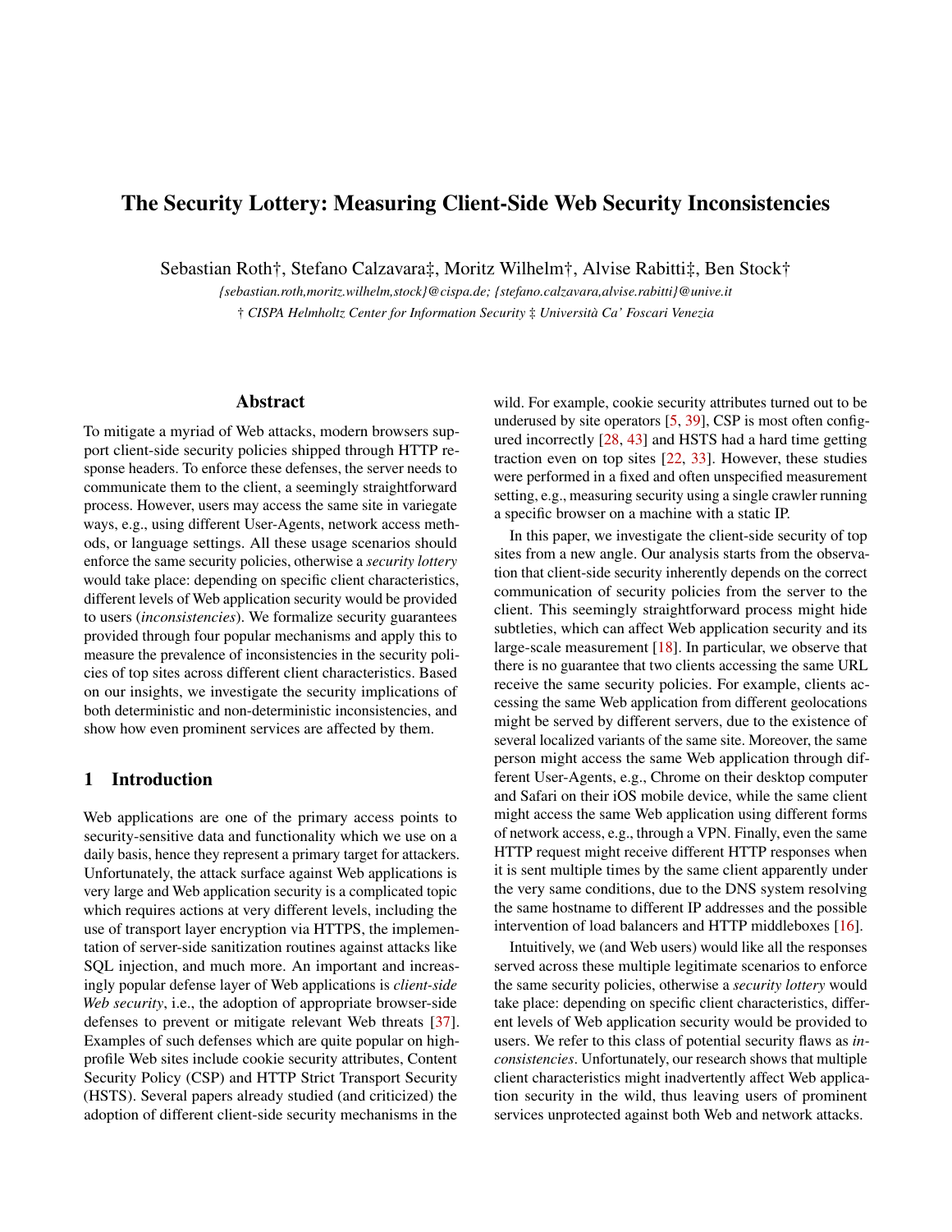# The Security Lottery: Measuring Client-Side Web Security Inconsistencies

Sebastian Roth†, Stefano Calzavara‡, Moritz Wilhelm†, Alvise Rabitti‡, Ben Stock†

*{sebastian.roth,moritz.wilhelm,stock}@cispa.de; {stefano.calzavara,alvise.rabitti}@unive.it*

*† CISPA Helmholtz Center for Information Security ‡ Università Ca' Foscari Venezia*

## Abstract

To mitigate a myriad of Web attacks, modern browsers support client-side security policies shipped through HTTP response headers. To enforce these defenses, the server needs to communicate them to the client, a seemingly straightforward process. However, users may access the same site in variegate ways, e.g., using different User-Agents, network access methods, or language settings. All these usage scenarios should enforce the same security policies, otherwise a *security lottery* would take place: depending on specific client characteristics, different levels of Web application security would be provided to users (*inconsistencies*). We formalize security guarantees provided through four popular mechanisms and apply this to measure the prevalence of inconsistencies in the security policies of top sites across different client characteristics. Based on our insights, we investigate the security implications of both deterministic and non-deterministic inconsistencies, and show how even prominent services are affected by them.

## 1 Introduction

Web applications are one of the primary access points to security-sensitive data and functionality which we use on a daily basis, hence they represent a primary target for attackers. Unfortunately, the attack surface against Web applications is very large and Web application security is a complicated topic which requires actions at very different levels, including the use of transport layer encryption via HTTPS, the implementation of server-side sanitization routines against attacks like SQL injection, and much more. An important and increasingly popular defense layer of Web applications is *client-side Web security*, i.e., the adoption of appropriate browser-side defenses to prevent or mitigate relevant Web threats [37]. Examples of such defenses which are quite popular on high-profile Web sites include cookie security attributes, Content Security Policy (CSP) and HTTP Strict Transport Security (HSTS). Several papers already studied (and criticized) the adoption of different client-side security mechanisms in the wild. For example, cookie security attributes turned out to be underused by site operators [5, 39], CSP is most often configured incorrectly [28, 43] and HSTS had a hard time getting traction even on top sites [22, 33]. However, these studies were performed in a fixed and often unspecified measurement setting, e.g., measuring security using a single crawler running a specific browser on a machine with a static IP.

In this paper, we investigate the client-side security of top sites from a new angle. Our analysis starts from the observation that client-side security inherently depends on the correct communication of security policies from the server to the client. This seemingly straightforward process might hide subtleties, which can affect Web application security and its large-scale measurement [18]. In particular, we observe that there is no guarantee that two clients accessing the same URL receive the same security policies. For example, clients accessing the same Web application from different geolocations might be served by different servers, due to the existence of several localized variants of the same site. Moreover, the same person might access the same Web application through different User-Agents, e.g., Chrome on their desktop computer and Safari on their iOS mobile device, while the same client might access the same Web application using different forms of network access, e.g., through a VPN. Finally, even the same HTTP request might receive different HTTP responses when it is sent multiple times by the same client apparently under the very same conditions, due to the DNS system resolving the same hostname to different IP addresses and the possible intervention of load balancers and HTTP middleboxes [16].

Intuitively, we (and Web users) would like all the responses served across these multiple legitimate scenarios to enforce the same security policies, otherwise a *security lottery* would take place: depending on specific client characteristics, different levels of Web application security would be provided to users. We refer to this class of potential security flaws as *inconsistencies*. Unfortunately, our research shows that multiple client characteristics might inadvertently affect Web application security in the wild, thus leaving users of prominent services unprotected against both Web and network attacks.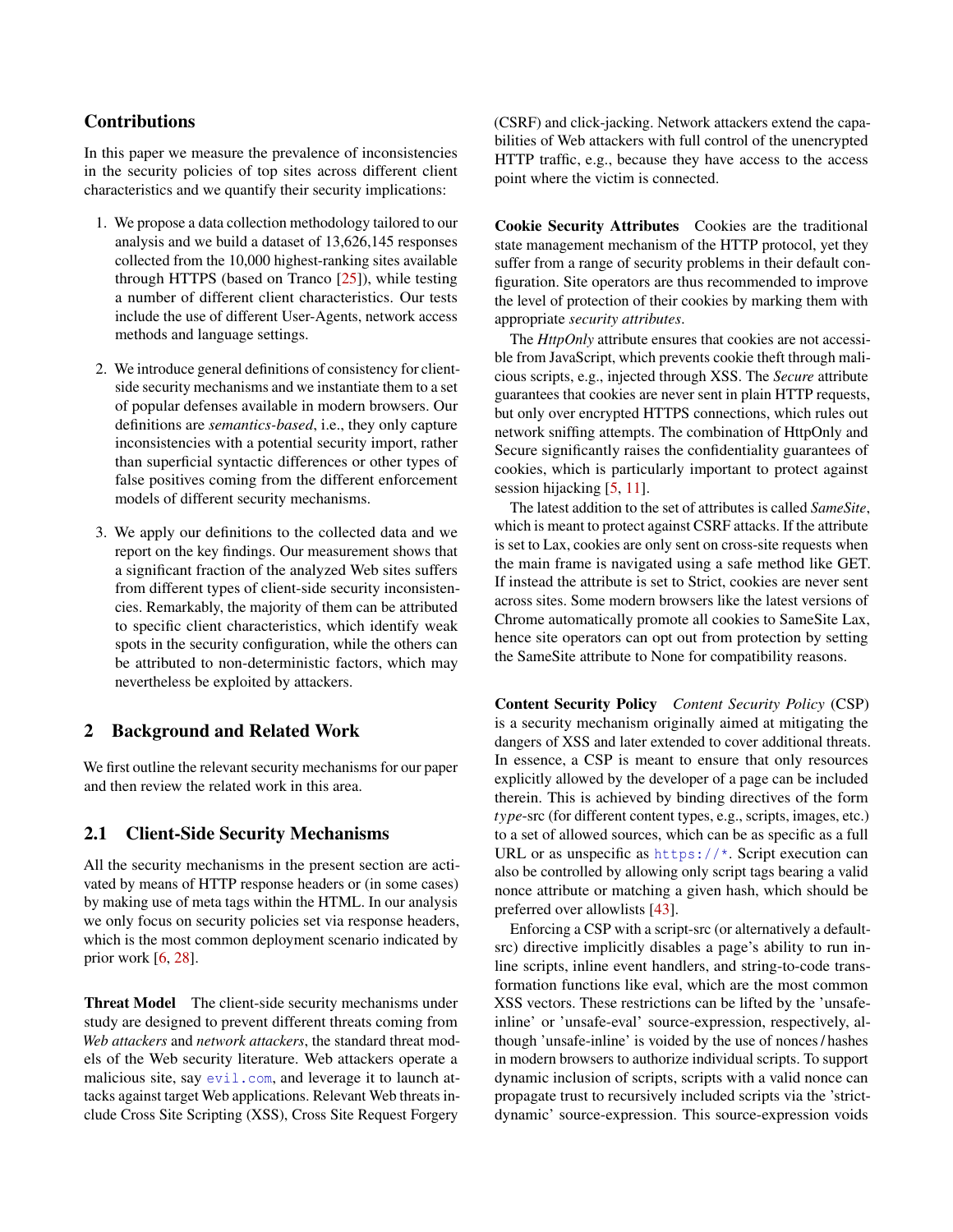## Contributions

In this paper we measure the prevalence of inconsistencies in the security policies of top sites across different client characteristics and we quantify their security implications:

1. We propose a data collection methodology tailored to our analysis and we build a dataset of 13,626,145 responses collected from the 10,000 highest-ranking sites available through HTTPS (based on Tranco [25]), while testing a number of different client characteristics. Our tests include the use of different User-Agents, network access methods and language settings.

2. We introduce general definitions of consistency for client-side security mechanisms and we instantiate them to a set of popular defenses available in modern browsers. Our definitions are *semantics-based*, i.e., they only capture inconsistencies with a potential security import, rather than superficial syntactic differences or other types of false positives coming from the different enforcement models of different security mechanisms.

3. We apply our definitions to the collected data and we report on the key findings. Our measurement shows that a significant fraction of the analyzed Web sites suffers from different types of client-side security inconsistencies. Remarkably, the majority of them can be attributed to specific client characteristics, which identify weak spots in the security configuration, while the others can be attributed to non-deterministic factors, which may nevertheless be exploited by attackers.

## 2 Background and Related Work

We first outline the relevant security mechanisms for our paper and then review the related work in this area.

### 2.1 Client-Side Security Mechanisms

All the security mechanisms in the present section are activated by means of HTTP response headers or (in some cases) by making use of meta tags within the HTML. In our analysis we only focus on security policies set via response headers, which is the most common deployment scenario indicated by prior work [6, 28].

**Threat Model** The client-side security mechanisms under study are designed to prevent different threats coming from *Web attackers* and *network attackers*, the standard threat models of the Web security literature. Web attackers operate a malicious site, say evil.com, and leverage it to launch attacks against target Web applications. Relevant Web threats include Cross Site Scripting (XSS), Cross Site Request Forgery (CSRF) and click-jacking. Network attackers extend the capabilities of Web attackers with full control of the unencrypted HTTP traffic, e.g., because they have access to the access point where the victim is connected.

**Cookie Security Attributes** Cookies are the traditional state management mechanism of the HTTP protocol, yet they suffer from a range of security problems in their default configuration. Site operators are thus recommended to improve the level of protection of their cookies by marking them with appropriate *security attributes*.

The *HttpOnly* attribute ensures that cookies are not accessible from JavaScript, which prevents cookie theft through malicious scripts, e.g., injected through XSS. The *Secure* attribute guarantees that cookies are never sent in plain HTTP requests, but only over encrypted HTTPS connections, which rules out network sniffing attempts. The combination of HttpOnly and Secure significantly raises the confidentiality guarantees of cookies, which is particularly important to protect against session hijacking [5, 11].

The latest addition to the set of attributes is called *SameSite*, which is meant to protect against CSRF attacks. If the attribute is set to Lax, cookies are only sent on cross-site requests when the main frame is navigated using a safe method like GET. If instead the attribute is set to Strict, cookies are never sent across sites. Some modern browsers like the latest versions of Chrome automatically promote all cookies to SameSite Lax, hence site operators can opt out from protection by setting the SameSite attribute to None for compatibility reasons.

**Content Security Policy** *Content Security Policy* (CSP) is a security mechanism originally aimed at mitigating the dangers of XSS and later extended to cover additional threats. In essence, a CSP is meant to ensure that only resources explicitly allowed by the developer of a page can be included therein. This is achieved by binding directives of the form *type*-src (for different content types, e.g., scripts, images, etc.) to a set of allowed sources, which can be as specific as a full URL or as unspecific as https://*. Script execution can also be controlled by allowing only script tags bearing a valid nonce attribute or matching a given hash, which should be preferred over allowlists [43].

Enforcing a CSP with a script-src (or alternatively a default-src) directive implicitly disables a page's ability to run inline scripts, inline event handlers, and string-to-code transformation functions like eval, which are the most common XSS vectors. These restrictions can be lifted by the 'unsafe-inline' or 'unsafe-eval' source-expression, respectively, although 'unsafe-inline' is voided by the use of nonces / hashes in modern browsers to authorize individual scripts. To support dynamic inclusion of scripts, scripts with a valid nonce can propagate trust to recursively included scripts via the 'strict-dynamic' source-expression. This source-expression voids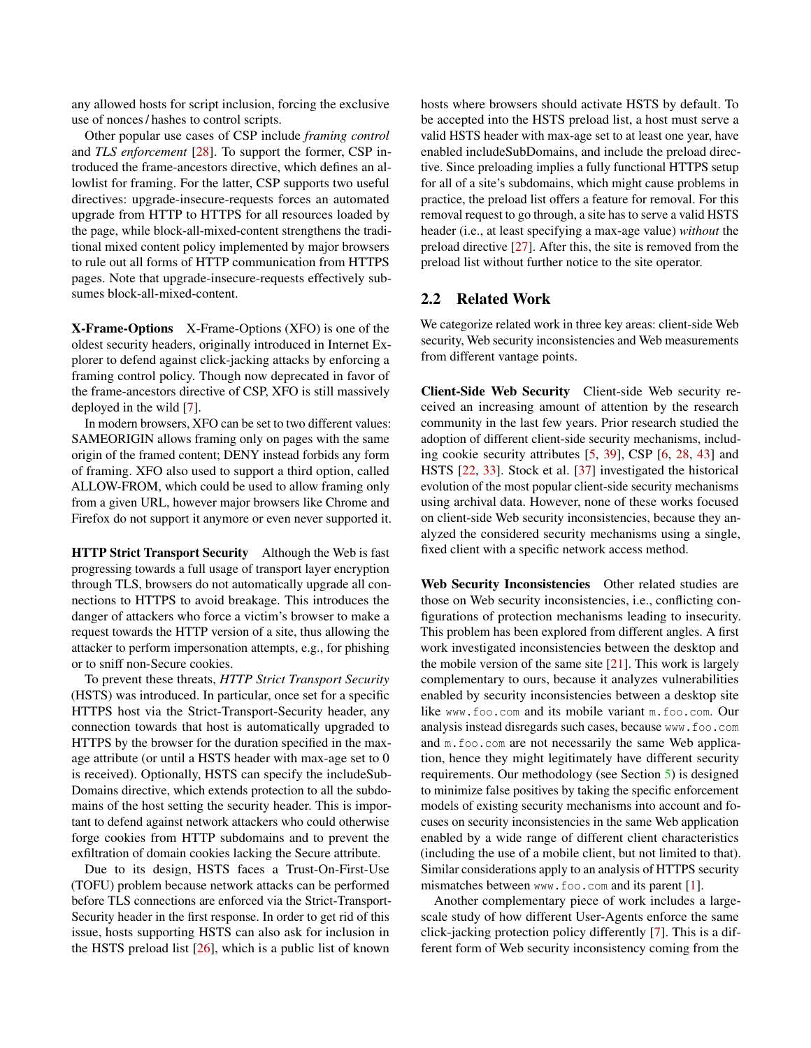any allowed hosts for script inclusion, forcing the exclusive use of nonces / hashes to control scripts.

Other popular use cases of CSP include *framing control* and *TLS enforcement* [28]. To support the former, CSP introduced the frame-ancestors directive, which defines an allowlist for framing. For the latter, CSP supports two useful directives: upgrade-insecure-requests forces an automated upgrade from HTTP to HTTPS for all resources loaded by the page, while block-all-mixed-content strengthens the traditional mixed content policy implemented by major browsers to rule out all forms of HTTP communication from HTTPS pages. Note that upgrade-insecure-requests effectively subsumes block-all-mixed-content.

**X-Frame-Options** X-Frame-Options (XFO) is one of the oldest security headers, originally introduced in Internet Explorer to defend against click-jacking attacks by enforcing a framing control policy. Though now deprecated in favor of the frame-ancestors directive of CSP, XFO is still massively deployed in the wild [7].

In modern browsers, XFO can be set to two different values: SAMEORIGIN allows framing only on pages with the same origin of the framed content; DENY instead forbids any form of framing. XFO also used to support a third option, called ALLOW-FROM, which could be used to allow framing only from a given URL, however major browsers like Chrome and Firefox do not support it anymore or even never supported it.

**HTTP Strict Transport Security** Although the Web is fast progressing towards a full usage of transport layer encryption through TLS, browsers do not automatically upgrade all connections to HTTPS to avoid breakage. This introduces the danger of attackers who force a victim's browser to make a request towards the HTTP version of a site, thus allowing the attacker to perform impersonation attempts, e.g., for phishing or to sniff non-Secure cookies.

To prevent these threats, *HTTP Strict Transport Security* (HSTS) was introduced. In particular, once set for a specific HTTPS host via the Strict-Transport-Security header, any connection towards that host is automatically upgraded to HTTPS by the browser for the duration specified in the max-age attribute (or until a HSTS header with max-age set to 0 is received). Optionally, HSTS can specify the includeSubDomains directive, which extends protection to all the subdomains of the host setting the security header. This is important to defend against network attackers who could otherwise forge cookies from HTTP subdomains and to prevent the exfiltration of domain cookies lacking the Secure attribute.

Due to its design, HSTS faces a Trust-On-First-Use (TOFU) problem because network attacks can be performed before TLS connections are enforced via the Strict-Transport-Security header in the first response. In order to get rid of this issue, hosts supporting HSTS can also ask for inclusion in the HSTS preload list [26], which is a public list of known hosts where browsers should activate HSTS by default. To be accepted into the HSTS preload list, a host must serve a valid HSTS header with max-age set to at least one year, have enabled includeSubDomains, and include the preload directive. Since preloading implies a fully functional HTTPS setup for all of a site's subdomains, which might cause problems in practice, the preload list offers a feature for removal. For this removal request to go through, a site has to serve a valid HSTS header (i.e., at least specifying a max-age value) *without* the preload directive [27]. After this, the site is removed from the preload list without further notice to the site operator.

## 2.2 Related Work

We categorize related work in three key areas: client-side Web security, Web security inconsistencies and Web measurements from different vantage points.

**Client-Side Web Security** Client-side Web security received an increasing amount of attention by the research community in the last few years. Prior research studied the adoption of different client-side security mechanisms, including cookie security attributes [5, 39], CSP [6, 28, 43] and HSTS [22, 33]. Stock et al. [37] investigated the historical evolution of the most popular client-side security mechanisms using archival data. However, none of these works focused on client-side Web security inconsistencies, because they analyzed the considered security mechanisms using a single, fixed client with a specific network access method.

**Web Security Inconsistencies** Other related studies are those on Web security inconsistencies, i.e., conflicting configurations of protection mechanisms leading to insecurity. This problem has been explored from different angles. A first work investigated inconsistencies between the desktop and the mobile version of the same site [21]. This work is largely complementary to ours, because it analyzes vulnerabilities enabled by security inconsistencies between a desktop site like `www.foo.com` and its mobile variant `m.foo.com`. Our analysis instead disregards such cases, because `www.foo.com` and `m.foo.com` are not necessarily the same Web application, hence they might legitimately have different security requirements. Our methodology (see Section 5) is designed to minimize false positives by taking the specific enforcement models of existing security mechanisms into account and focuses on security inconsistencies in the same Web application enabled by a wide range of different client characteristics (including the use of a mobile client, but not limited to that). Similar considerations apply to an analysis of HTTPS security mismatches between `www.foo.com` and its parent [1].

Another complementary piece of work includes a large-scale study of how different User-Agents enforce the same click-jacking protection policy differently [7]. This is a different form of Web security inconsistency coming from the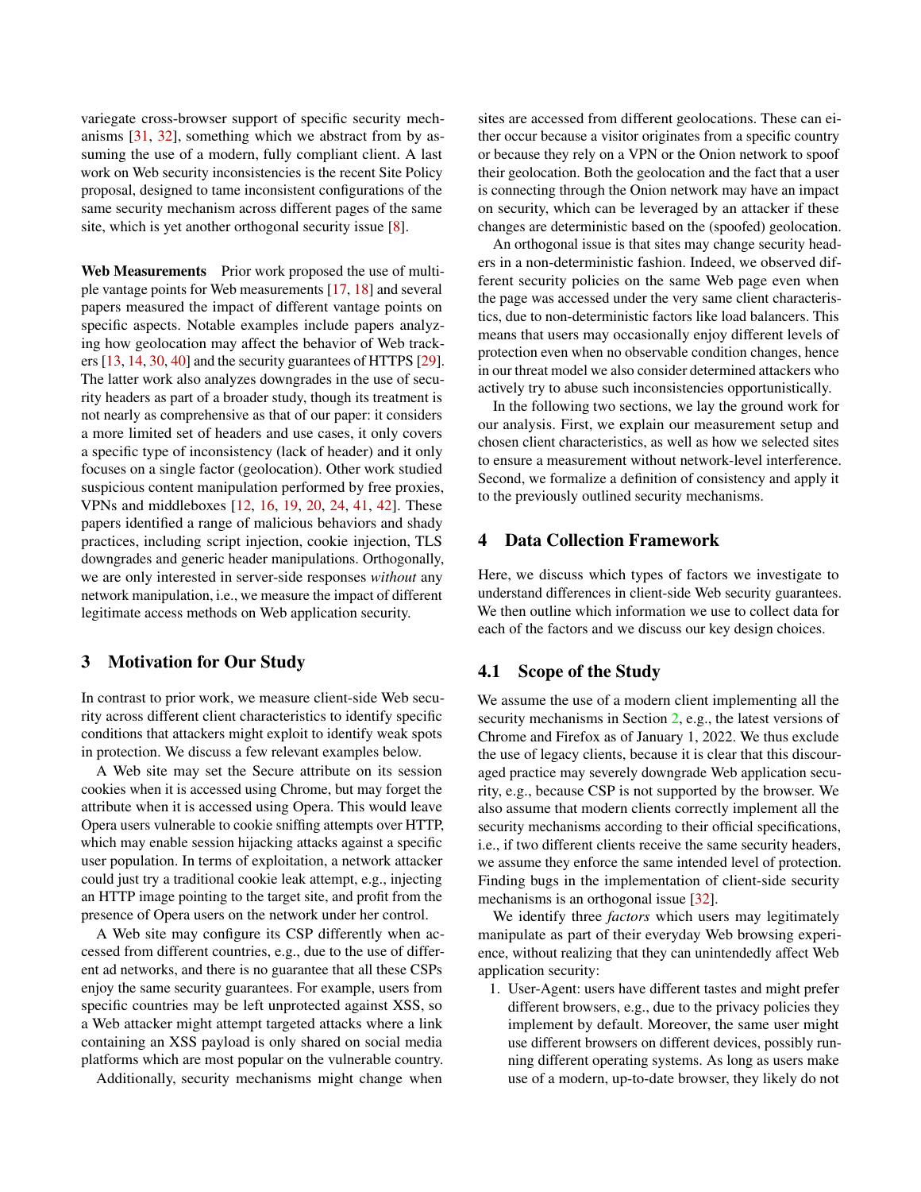variegate cross-browser support of specific security mechanisms [31, 32], something which we abstract from by assuming the use of a modern, fully compliant client. A last work on Web security inconsistencies is the recent Site Policy proposal, designed to tame inconsistent configurations of the same security mechanism across different pages of the same site, which is yet another orthogonal security issue [8].

**Web Measurements** Prior work proposed the use of multiple vantage points for Web measurements [17, 18] and several papers measured the impact of different vantage points on specific aspects. Notable examples include papers analyzing how geolocation may affect the behavior of Web trackers [13, 14, 30, 40] and the security guarantees of HTTPS [29]. The latter work also analyzes downgrades in the use of security headers as part of a broader study, though its treatment is not nearly as comprehensive as that of our paper: it considers a more limited set of headers and use cases, it only covers a specific type of inconsistency (lack of header) and it only focuses on a single factor (geolocation). Other work studied suspicious content manipulation performed by free proxies, VPNs and middleboxes [12, 16, 19, 20, 24, 41, 42]. These papers identified a range of malicious behaviors and shady practices, including script injection, cookie injection, TLS downgrades and generic header manipulations. Orthogonally, we are only interested in server-side responses *without* any network manipulation, i.e., we measure the impact of different legitimate access methods on Web application security.

## 3 Motivation for Our Study

In contrast to prior work, we measure client-side Web security across different client characteristics to identify specific conditions that attackers might exploit to identify weak spots in protection. We discuss a few relevant examples below.

A Web site may set the Secure attribute on its session cookies when it is accessed using Chrome, but may forget the attribute when it is accessed using Opera. This would leave Opera users vulnerable to cookie sniffing attempts over HTTP, which may enable session hijacking attacks against a specific user population. In terms of exploitation, a network attacker could just try a traditional cookie leak attempt, e.g., injecting an HTTP image pointing to the target site, and profit from the presence of Opera users on the network under her control.

A Web site may configure its CSP differently when accessed from different countries, e.g., due to the use of different ad networks, and there is no guarantee that all these CSPs enjoy the same security guarantees. For example, users from specific countries may be left unprotected against XSS, so a Web attacker might attempt targeted attacks where a link containing an XSS payload is only shared on social media platforms which are most popular on the vulnerable country.

Additionally, security mechanisms might change when sites are accessed from different geolocations. These can either occur because a visitor originates from a specific country or because they rely on a VPN or the Onion network to spoof their geolocation. Both the geolocation and the fact that a user is connecting through the Onion network may have an impact on security, which can be leveraged by an attacker if these changes are deterministic based on the (spoofed) geolocation.

An orthogonal issue is that sites may change security headers in a non-deterministic fashion. Indeed, we observed different security policies on the same Web page even when the page was accessed under the very same client characteristics, due to non-deterministic factors like load balancers. This means that users may occasionally enjoy different levels of protection even when no observable condition changes, hence in our threat model we also consider determined attackers who actively try to abuse such inconsistencies opportunistically.

In the following two sections, we lay the ground work for our analysis. First, we explain our measurement setup and chosen client characteristics, as well as how we selected sites to ensure a measurement without network-level interference. Second, we formalize a definition of consistency and apply it to the previously outlined security mechanisms.

## 4 Data Collection Framework

Here, we discuss which types of factors we investigate to understand differences in client-side Web security guarantees. We then outline which information we use to collect data for each of the factors and we discuss our key design choices.

### 4.1 Scope of the Study

We assume the use of a modern client implementing all the security mechanisms in Section 2, e.g., the latest versions of Chrome and Firefox as of January 1, 2022. We thus exclude the use of legacy clients, because it is clear that this discouraged practice may severely downgrade Web application security, e.g., because CSP is not supported by the browser. We also assume that modern clients correctly implement all the security mechanisms according to their official specifications, i.e., if two different clients receive the same security headers, we assume they enforce the same intended level of protection. Finding bugs in the implementation of client-side security mechanisms is an orthogonal issue [32].

We identify three *factors* which users may legitimately manipulate as part of their everyday Web browsing experience, without realizing that they can unintendedly affect Web application security:

1. User-Agent: users have different tastes and might prefer different browsers, e.g., due to the privacy policies they implement by default. Moreover, the same user might use different browsers on different devices, possibly running different operating systems. As long as users make use of a modern, up-to-date browser, they likely do not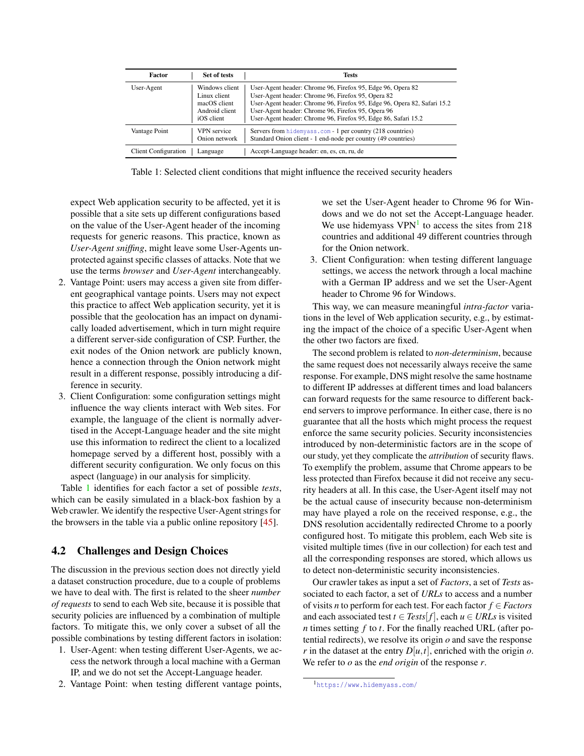| Factor | Set of tests | Tests |
|---|---|---|
| User-Agent | Windows client | User-Agent header: Chrome 96, Firefox 95, Edge 96, Opera 82 |
| | Linux client | User-Agent header: Chrome 96, Firefox 95, Opera 82 |
| | macOS client | User-Agent header: Chrome 96, Firefox 95, Edge 96, Opera 82, Safari 15.2 |
| | Android client | User-Agent header: Chrome 96, Firefox 95, Opera 96 |
| | iOS client | User-Agent header: Chrome 96, Firefox 95, Edge 86, Safari 15.2 |
| Vantage Point | VPN service | Servers from hidemyass.com - 1 per country (218 countries) |
| | Onion network | Standard Onion client - 1 end-node per country (49 countries) |
| Client Configuration | Language | Accept-Language header: en, es, cn, ru, de |

Table 1: Selected client conditions that might influence the received security headers

expect Web application security to be affected, yet it is possible that a site sets up different configurations based on the value of the User-Agent header of the incoming requests for generic reasons. This practice, known as *User-Agent sniffing*, might leave some User-Agents unprotected against specific classes of attacks. Note that we use the terms *browser* and *User-Agent* interchangeably.

2. Vantage Point: users may access a given site from different geographical vantage points. Users may not expect this practice to affect Web application security, yet it is possible that the geolocation has an impact on dynamically loaded advertisement, which in turn might require a different server-side configuration of CSP. Further, the exit nodes of the Onion network are publicly known, hence a connection through the Onion network might result in a different response, possibly introducing a difference in security.
3. Client Configuration: some configuration settings might influence the way clients interact with Web sites. For example, the language of the client is normally advertised in the Accept-Language header and the site might use this information to redirect the client to a localized homepage served by a different host, possibly with a different security configuration. We only focus on this aspect (language) in our analysis for simplicity.

Table 1 identifies for each factor a set of possible *tests*, which can be easily simulated in a black-box fashion by a Web crawler. We identify the respective User-Agent strings for the browsers in the table via a public online repository [45].

## 4.2 Challenges and Design Choices

The discussion in the previous section does not directly yield a dataset construction procedure, due to a couple of problems we have to deal with. The first is related to the sheer *number of requests* to send to each Web site, because it is possible that security policies are influenced by a combination of multiple factors. To mitigate this, we only cover a subset of all the possible combinations by testing different factors in isolation:

1. User-Agent: when testing different User-Agents, we access the network through a local machine with a German IP, and we do not set the Accept-Language header.
2. Vantage Point: when testing different vantage points, we set the User-Agent header to Chrome 96 for Windows and we do not set the Accept-Language header. We use hidemyass VPN[1] to access the sites from 218 countries and additional 49 different countries through for the Onion network.
3. Client Configuration: when testing different language settings, we access the network through a local machine with a German IP address and we set the User-Agent header to Chrome 96 for Windows.

This way, we can measure meaningful *intra-factor* variations in the level of Web application security, e.g., by estimating the impact of the choice of a specific User-Agent when the other two factors are fixed.

The second problem is related to *non-determinism*, because the same request does not necessarily always receive the same response. For example, DNS might resolve the same hostname to different IP addresses at different times and load balancers can forward requests for the same resource to different backend servers to improve performance. In either case, there is no guarantee that all the hosts which might process the request enforce the same security policies. Security inconsistencies introduced by non-deterministic factors are in the scope of our study, yet they complicate the *attribution* of security flaws. To exemplify the problem, assume that Chrome appears to be less protected than Firefox because it did not receive any security headers at all. In this case, the User-Agent itself may not be the actual cause of insecurity because non-determinism may have played a role on the received response, e.g., the DNS resolution accidentally redirected Chrome to a poorly configured host. To mitigate this problem, each Web site is visited multiple times (five in our collection) for each test and all the corresponding responses are stored, which allows us to detect non-deterministic security inconsistencies.

Our crawler takes as input a set of *Factors*, a set of *Tests* associated to each factor, a set of *URLs* to access and a number of visits $n$ to perform for each test. For each factor $f \in Factors$ and each associated test $t \in Tests[f]$, each $u \in URLs$ is visited $n$ times setting $f$ to $t$. For the finally reached URL (after potential redirects), we resolve its origin $o$ and save the response $r$ in the dataset at the entry $D[u,t]$, enriched with the origin $o$. We refer to $o$ as the *end origin* of the response $r$.

[1] https://www.hidemyass.com/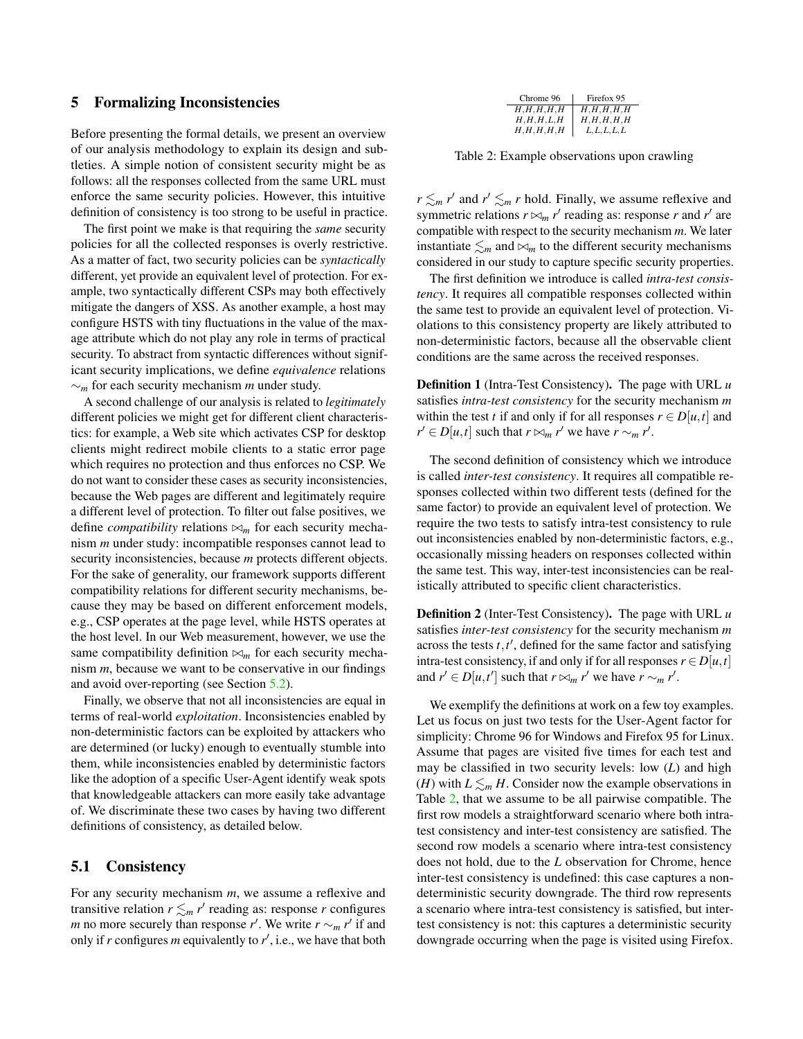## 5 Formalizing Inconsistencies

Before presenting the formal details, we present an overview of our analysis methodology to explain its design and subtleties. A simple notion of consistent security might be as follows: all the responses collected from the same URL must enforce the same security policies. However, this intuitive definition of consistency is too strong to be useful in practice.

The first point we make is that requiring the *same* security policies for all the collected responses is overly restrictive. As a matter of fact, two security policies can be *syntactically* different, yet provide an equivalent level of protection. For example, two syntactically different CSPs may both effectively mitigate the dangers of XSS. As another example, a host may configure HSTS with tiny fluctuations in the value of the max-age attribute which do not play any role in terms of practical security. To abstract from syntactic differences without significant security implications, we define *equivalence* relations $\sim_m$ for each security mechanism $m$ under study.

A second challenge of our analysis is related to *legitimately* different policies we might get for different client characteristics: for example, a Web site which activates CSP for desktop clients might redirect mobile clients to a static error page which requires no protection and thus enforces no CSP. We do not want to consider these cases as security inconsistencies, because the Web pages are different and legitimately require a different level of protection. To filter out false positives, we define *compatibility* relations $\bowtie_m$ for each security mechanism $m$ under study: incompatible responses cannot lead to security inconsistencies, because $m$ protects different objects. For the sake of generality, our framework supports different compatibility relations for different security mechanisms, because they may be based on different enforcement models, e.g., CSP operates at the page level, while HSTS operates at the host level. In our Web measurement, however, we use the same compatibility definition $\bowtie_m$ for each security mechanism $m$, because we want to be conservative in our findings and avoid over-reporting (see Section 5.2).

Finally, we observe that not all inconsistencies are equal in terms of real-world *exploitation*. Inconsistencies enabled by non-deterministic factors can be exploited by attackers who are determined (or lucky) enough to eventually stumble into them, while inconsistencies enabled by deterministic factors like the adoption of a specific User-Agent identify weak spots that knowledgeable attackers can more easily take advantage of. We discriminate these two cases by having two different definitions of consistency, as detailed below.

### 5.1 Consistency

For any security mechanism $m$, we assume a reflexive and transitive relation $r \lesssim_m r'$ reading as: response $r$ configures $m$ no more securely than response $r'$. We write $r \sim_m r'$ if and only if $r$ configures $m$ equivalently to $r'$, i.e., we have that both $r \lesssim_m r'$ and $r' \lesssim_m r$ hold. Finally, we assume reflexive and symmetric relations $r \bowtie_m r'$ reading as: response $r$ and $r'$ are compatible with respect to the security mechanism $m$. We later instantiate $\lesssim_m$ and $\bowtie_m$ to the different security mechanisms considered in our study to capture specific security properties.

| Chrome 96 | Firefox 95 |
|---|---|
| $H,H,H,H,H$ | $H,H,H,H,H$ |
| $H,H,H,L,H$ | $H,H,H,H,H$ |
| $H,H,H,H,H$ | $L,L,L,L,L$ |

Table 2: Example observations upon crawling

The first definition we introduce is called *intra-test consistency*. It requires all compatible responses collected within the same test to provide an equivalent level of protection. Violations to this consistency property are likely attributed to non-deterministic factors, because all the observable client conditions are the same across the received responses.

**Definition 1** (Intra-Test Consistency). The page with URL $u$ satisfies *intra-test consistency* for the security mechanism $m$ within the test $t$ if and only if for all responses $r \in D[u,t]$ and $r' \in D[u,t]$ such that $r \bowtie_m r'$ we have $r \sim_m r'$.

The second definition of consistency which we introduce is called *inter-test consistency*. It requires all compatible responses collected within two different tests (defined for the same factor) to provide an equivalent level of protection. We require the two tests to satisfy intra-test consistency to rule out inconsistencies enabled by non-deterministic factors, e.g., occasionally missing headers on responses collected within the same test. This way, inter-test inconsistencies can be realistically attributed to specific client characteristics.

**Definition 2** (Inter-Test Consistency). The page with URL $u$ satisfies *inter-test consistency* for the security mechanism $m$ across the tests $t, t'$, defined for the same factor and satisfying intra-test consistency, if and only if for all responses $r \in D[u,t]$ and $r' \in D[u,t']$ such that $r \bowtie_m r'$ we have $r \sim_m r'$.

We exemplify the definitions at work on a few toy examples. Let us focus on just two tests for the User-Agent factor for simplicity: Chrome 96 for Windows and Firefox 95 for Linux. Assume that pages are visited five times for each test and may be classified in two security levels: low ($L$) and high ($H$) with $L \lesssim_m H$. Consider now the example observations in Table 2, that we assume to be all pairwise compatible. The first row models a straightforward scenario where both intra-test consistency and inter-test consistency are satisfied. The second row models a scenario where intra-test consistency does not hold, due to the $L$ observation for Chrome, hence inter-test consistency is undefined: this case captures a non-deterministic security downgrade. The third row represents a scenario where intra-test consistency is satisfied, but inter-test consistency is not: this captures a deterministic security downgrade occurring when the page is visited using Firefox.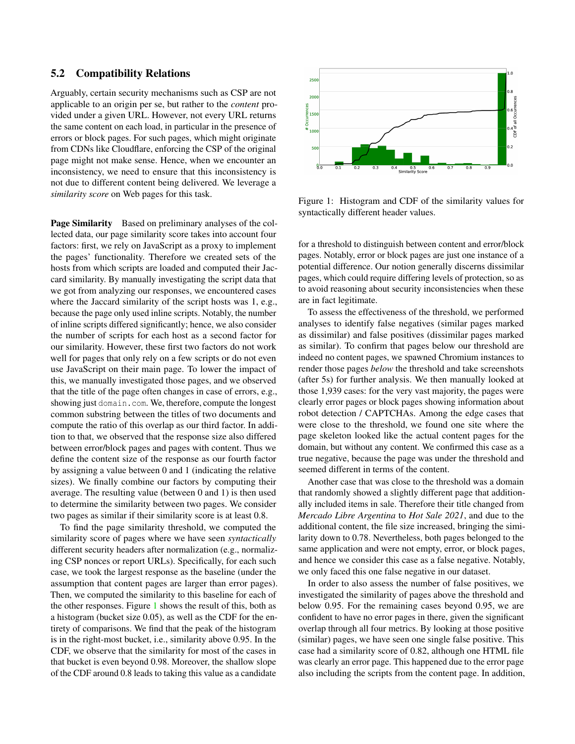### 5.2 Compatibility Relations

Arguably, certain security mechanisms such as CSP are not applicable to an origin per se, but rather to the *content* provided under a given URL. However, not every URL returns the same content on each load, in particular in the presence of errors or block pages. For such pages, which might originate from CDNs like Cloudflare, enforcing the CSP of the original page might not make sense. Hence, when we encounter an inconsistency, we need to ensure that this inconsistency is not due to different content being delivered. We leverage a *similarity score* on Web pages for this task.

**Page Similarity** Based on preliminary analyses of the collected data, our page similarity score takes into account four factors: first, we rely on JavaScript as a proxy to implement the pages' functionality. Therefore we created sets of the hosts from which scripts are loaded and computed their Jaccard similarity. By manually investigating the script data that we got from analyzing our responses, we encountered cases where the Jaccard similarity of the script hosts was 1, e.g., because the page only used inline scripts. Notably, the number of inline scripts differed significantly; hence, we also consider the number of scripts for each host as a second factor for our similarity. However, these first two factors do not work well for pages that only rely on a few scripts or do not even use JavaScript on their main page. To lower the impact of this, we manually investigated those pages, and we observed that the title of the page often changes in case of errors, e.g., showing just `domain.com`. We, therefore, compute the longest common substring between the titles of two documents and compute the ratio of this overlap as our third factor. In addition to that, we observed that the response size also differed between error/block pages and pages with content. Thus we define the content size of the response as our fourth factor by assigning a value between 0 and 1 (indicating the relative sizes). We finally combine our factors by computing their average. The resulting value (between 0 and 1) is then used to determine the similarity between two pages. We consider two pages as similar if their similarity score is at least 0.8.

To find the page similarity threshold, we computed the similarity score of pages where we have seen *syntactically* different security headers after normalization (e.g., normalizing CSP nonces or report URLs). Specifically, for each such case, we took the largest response as the baseline (under the assumption that content pages are larger than error pages). Then, we computed the similarity to this baseline for each of the other responses. Figure 1 shows the result of this, both as a histogram (bucket size 0.05), as well as the CDF for the entirety of comparisons. We find that the peak of the histogram is in the right-most bucket, i.e., similarity above 0.95. In the CDF, we observe that the similarity for most of the cases in that bucket is even beyond 0.98. Moreover, the shallow slope of the CDF around 0.8 leads to taking this value as a candidate for a threshold to distinguish between content and error/block pages. Notably, error or block pages are just one instance of a potential difference. Our notion generally discerns dissimilar pages, which could require differing levels of protection, so as to avoid reasoning about security inconsistencies when these are in fact legitimate.

Figure 1: Histogram and CDF of the similarity values for syntactically different header values.

To assess the effectiveness of the threshold, we performed analyses to identify false negatives (similar pages marked as dissimilar) and false positives (dissimilar pages marked as similar). To confirm that pages below our threshold are indeed no content pages, we spawned Chromium instances to render those pages *below* the threshold and take screenshots (after 5s) for further analysis. We then manually looked at those 1,939 cases: for the very vast majority, the pages were clearly error pages or block pages showing information about robot detection / CAPTCHAs. Among the edge cases that were close to the threshold, we found one site where the page skeleton looked like the actual content pages for the domain, but without any content. We confirmed this case as a true negative, because the page was under the threshold and seemed different in terms of the content.

Another case that was close to the threshold was a domain that randomly showed a slightly different page that additionally included items in sale. Therefore their title changed from *Mercado Libre Argentina* to *Hot Sale 2021*, and due to the additional content, the file size increased, bringing the similarity down to 0.78. Nevertheless, both pages belonged to the same application and were not empty, error, or block pages, and hence we consider this case as a false negative. Notably, we only faced this one false negative in our dataset.

In order to also assess the number of false positives, we investigated the similarity of pages above the threshold and below 0.95. For the remaining cases beyond 0.95, we are confident to have no error pages in there, given the significant overlap through all four metrics. By looking at those positive (similar) pages, we have seen one single false positive. This case had a similarity score of 0.82, although one HTML file was clearly an error page. This happened due to the error page also including the scripts from the content page. In addition,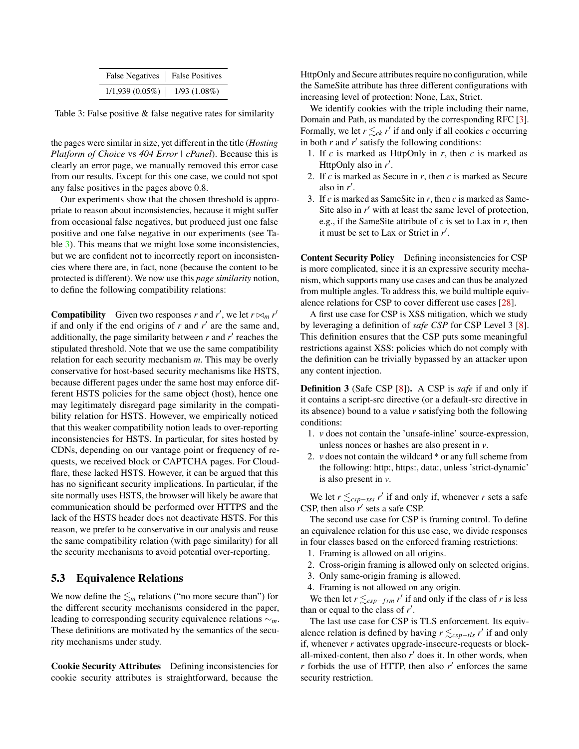| False Negatives | False Positives |
|---|---|
| 1/1,939 (0.05%) | 1/93 (1.08%) |

Table 3: False positive & false negative rates for similarity

the pages were similar in size, yet different in the title (*Hosting Platform of Choice* vs *404 Error | cPanel*). Because this is clearly an error page, we manually removed this error case from our results. Except for this one case, we could not spot any false positives in the pages above 0.8.

Our experiments show that the chosen threshold is appropriate to reason about inconsistencies, because it might suffer from occasional false negatives, but produced just one false positive and one false negative in our experiments (see Table 3). This means that we might lose some inconsistencies, but we are confident not to incorrectly report on inconsistencies where there are, in fact, none (because the content to be protected is different). We now use this *page similarity* notion, to define the following compatibility relations:

**Compatibility** Given two responses $r$ and $r'$, we let $r \bowtie_m r'$ if and only if the end origins of $r$ and $r'$ are the same and, additionally, the page similarity between $r$ and $r'$ reaches the stipulated threshold. Note that we use the same compatibility relation for each security mechanism $m$. This may be overly conservative for host-based security mechanisms like HSTS, because different pages under the same host may enforce different HSTS policies for the same object (host), hence one may legitimately disregard page similarity in the compatibility relation for HSTS. However, we empirically noticed that this weaker compatibility notion leads to over-reporting inconsistencies for HSTS. In particular, for sites hosted by CDNs, depending on our vantage point or frequency of requests, we received block or CAPTCHA pages. For Cloudflare, these lacked HSTS. However, it can be argued that this has no significant security implications. In particular, if the site normally uses HSTS, the browser will likely be aware that communication should be performed over HTTPS and the lack of the HSTS header does not deactivate HSTS. For this reason, we prefer to be conservative in our analysis and reuse the same compatibility relation (with page similarity) for all the security mechanisms to avoid potential over-reporting.

## 5.3 Equivalence Relations

We now define the $\lesssim_m$ relations ("no more secure than") for the different security mechanisms considered in the paper, leading to corresponding security equivalence relations $\sim_m$. These definitions are motivated by the semantics of the security mechanisms under study.

**Cookie Security Attributes** Defining inconsistencies for cookie security attributes is straightforward, because the HttpOnly and Secure attributes require no configuration, while the SameSite attribute has three different configurations with increasing level of protection: None, Lax, Strict.

We identify cookies with the triple including their name, Domain and Path, as mandated by the corresponding RFC [3]. Formally, we let $r \lesssim_{ck} r'$ if and only if all cookies $c$ occurring in both $r$ and $r'$ satisfy the following conditions:

1. If $c$ is marked as HttpOnly in $r$, then $c$ is marked as HttpOnly also in $r'$.
2. If $c$ is marked as Secure in $r$, then $c$ is marked as Secure also in $r'$.
3. If $c$ is marked as SameSite in $r$, then $c$ is marked as SameSite also in $r'$ with at least the same level of protection, e.g., if the SameSite attribute of $c$ is set to Lax in $r$, then it must be set to Lax or Strict in $r'$.

**Content Security Policy** Defining inconsistencies for CSP is more complicated, since it is an expressive security mechanism, which supports many use cases and can thus be analyzed from multiple angles. To address this, we build multiple equivalence relations for CSP to cover different use cases [28].

A first use case for CSP is XSS mitigation, which we study by leveraging a definition of *safe CSP* for CSP Level 3 [8]. This definition ensures that the CSP puts some meaningful restrictions against XSS: policies which do not comply with the definition can be trivially bypassed by an attacker upon any content injection.

**Definition 3** (Safe CSP [8])**.** A CSP is *safe* if and only if it contains a script-src directive (or a default-src directive in its absence) bound to a value $v$ satisfying both the following conditions:

1. $v$ does not contain the 'unsafe-inline' source-expression, unless nonces or hashes are also present in $v$.
2. $v$ does not contain the wildcard * or any full scheme from the following: http:, https:, data:, unless 'strict-dynamic' is also present in $v$.

We let $r \lesssim_{csp-xss} r'$ if and only if, whenever $r$ sets a safe CSP, then also $r'$ sets a safe CSP.

The second use case for CSP is framing control. To define an equivalence relation for this use case, we divide responses in four classes based on the enforced framing restrictions:

1. Framing is allowed on all origins.
2. Cross-origin framing is allowed only on selected origins.
3. Only same-origin framing is allowed.
4. Framing is not allowed on any origin.

We then let $r \lesssim_{csp-frm} r'$ if and only if the class of $r$ is less than or equal to the class of $r'$.

The last use case for CSP is TLS enforcement. Its equivalence relation is defined by having $r \lesssim_{csp-tls} r'$ if and only if, whenever $r$ activates upgrade-insecure-requests or block-all-mixed-content, then also $r'$ does it. In other words, when $r$ forbids the use of HTTP, then also $r'$ enforces the same security restriction.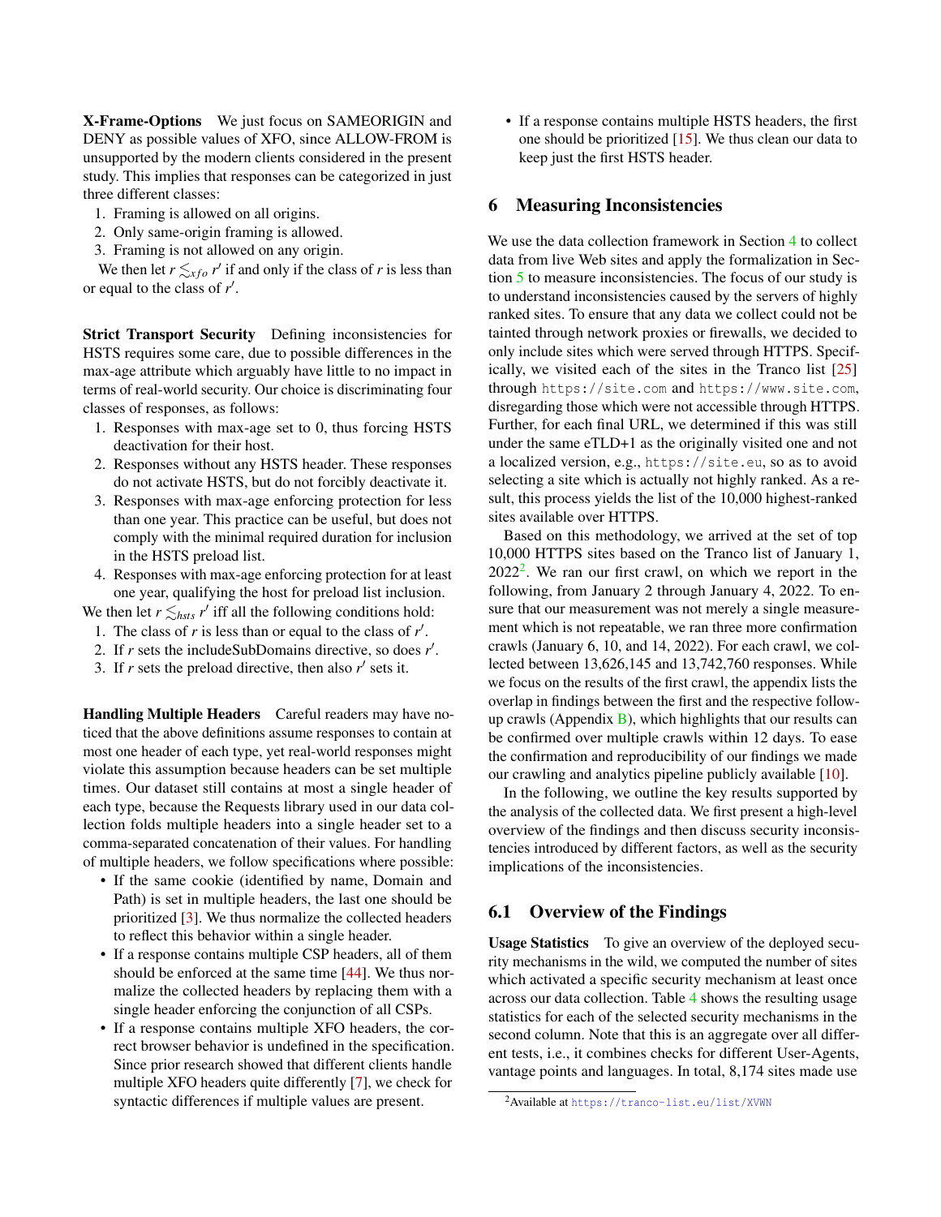**X-Frame-Options** We just focus on SAMEORIGIN and DENY as possible values of XFO, since ALLOW-FROM is unsupported by the modern clients considered in the present study. This implies that responses can be categorized in just three different classes:

1. Framing is allowed on all origins.
2. Only same-origin framing is allowed.
3. Framing is not allowed on any origin.

We then let $r \lesssim_{xfo} r'$ if and only if the class of $r$ is less than or equal to the class of $r'$.

**Strict Transport Security** Defining inconsistencies for HSTS requires some care, due to possible differences in the max-age attribute which arguably have little to no impact in terms of real-world security. Our choice is discriminating four classes of responses, as follows:

1. Responses with max-age set to 0, thus forcing HSTS deactivation for their host.
2. Responses without any HSTS header. These responses do not activate HSTS, but do not forcibly deactivate it.
3. Responses with max-age enforcing protection for less than one year. This practice can be useful, but does not comply with the minimal required duration for inclusion in the HSTS preload list.
4. Responses with max-age enforcing protection for at least one year, qualifying the host for preload list inclusion.

We then let $r \lesssim_{hsts} r'$ iff all the following conditions hold:

1. The class of $r$ is less than or equal to the class of $r'$.
2. If $r$ sets the includeSubDomains directive, so does $r'$.
3. If $r$ sets the preload directive, then also $r'$ sets it.

**Handling Multiple Headers** Careful readers may have noticed that the above definitions assume responses to contain at most one header of each type, yet real-world responses might violate this assumption because headers can be set multiple times. Our dataset still contains at most a single header of each type, because the Requests library used in our data collection folds multiple headers into a single header set to a comma-separated concatenation of their values. For handling of multiple headers, we follow specifications where possible:

- If the same cookie (identified by name, Domain and Path) is set in multiple headers, the last one should be prioritized [3]. We thus normalize the collected headers to reflect this behavior within a single header.
- If a response contains multiple CSP headers, all of them should be enforced at the same time [44]. We thus normalize the collected headers by replacing them with a single header enforcing the conjunction of all CSPs.
- If a response contains multiple XFO headers, the correct browser behavior is undefined in the specification. Since prior research showed that different clients handle multiple XFO headers quite differently [7], we check for syntactic differences if multiple values are present.
- If a response contains multiple HSTS headers, the first one should be prioritized [15]. We thus clean our data to keep just the first HSTS header.

## 6 Measuring Inconsistencies

We use the data collection framework in Section 4 to collect data from live Web sites and apply the formalization in Section 5 to measure inconsistencies. The focus of our study is to understand inconsistencies caused by the servers of highly ranked sites. To ensure that any data we collect could not be tainted through network proxies or firewalls, we decided to only include sites which were served through HTTPS. Specifically, we visited each of the sites in the Tranco list [25] through `https://site.com` and `https://www.site.com`, disregarding those which were not accessible through HTTPS. Further, for each final URL, we determined if this was still under the same eTLD+1 as the originally visited one and not a localized version, e.g., `https://site.eu`, so as to avoid selecting a site which is actually not highly ranked. As a result, this process yields the list of the 10,000 highest-ranked sites available over HTTPS.

Based on this methodology, we arrived at the set of top 10,000 HTTPS sites based on the Tranco list of January 1, 2022[2]. We ran our first crawl, on which we report in the following, from January 2 through January 4, 2022. To ensure that our measurement was not merely a single measurement which is not repeatable, we ran three more confirmation crawls (January 6, 10, and 14, 2022). For each crawl, we collected between 13,626,145 and 13,742,760 responses. While we focus on the results of the first crawl, the appendix lists the overlap in findings between the first and the respective follow-up crawls (Appendix B), which highlights that our results can be confirmed over multiple crawls within 12 days. To ease the confirmation and reproducibility of our findings we made our crawling and analytics pipeline publicly available [10].

In the following, we outline the key results supported by the analysis of the collected data. We first present a high-level overview of the findings and then discuss security inconsistencies introduced by different factors, as well as the security implications of the inconsistencies.

### 6.1 Overview of the Findings

**Usage Statistics** To give an overview of the deployed security mechanisms in the wild, we computed the number of sites which activated a specific security mechanism at least once across our data collection. Table 4 shows the resulting usage statistics for each of the selected security mechanisms in the second column. Note that this is an aggregate over all different tests, i.e., it combines checks for different User-Agents, vantage points and languages. In total, 8,174 sites made use

[2] Available at https://tranco-list.eu/list/XVWN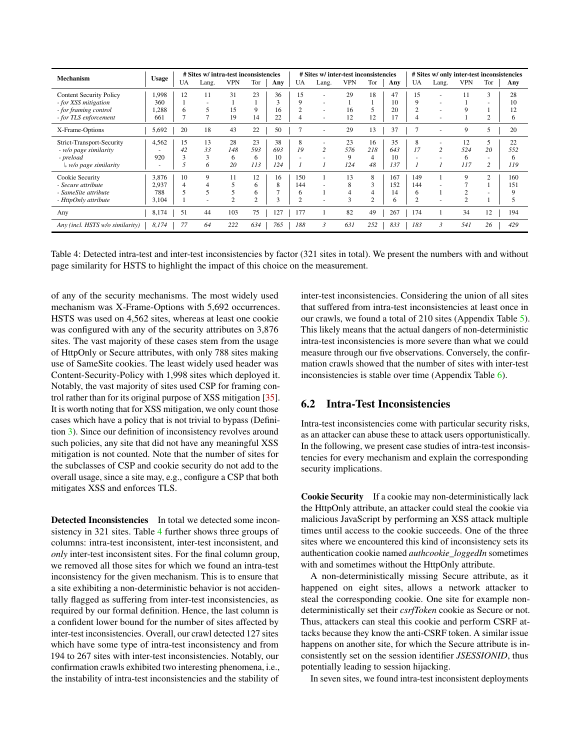| Mechanism | Usage | # Sites w/ intra-test inconsistencies | | | | | # Sites w/ inter-test inconsistencies | | | | | # Sites w/ only inter-test inconsistencies | | | | |
|---|---|---|---|---|---|---|---|---|---|---|---|---|---|---|---|---|
| | | UA | Lang. | VPN | Tor | Any | UA | Lang. | VPN | Tor | Any | UA | Lang. | VPN | Tor | Any |
| Content Security Policy | 1,998 | 12 | 11 | 31 | 23 | 36 | 15 | - | 29 | 18 | 47 | 15 | - | 11 | 3 | 28 |
| *- for XSS mitigation* | 360 | 1 | - | 1 | 1 | 3 | 9 | - | 1 | 1 | 10 | 9 | - | 1 | - | 10 |
| *- for framing control* | 1,288 | 6 | 5 | 15 | 9 | 16 | 2 | - | 16 | 5 | 20 | 2 | - | 9 | 1 | 12 |
| *- for TLS enforcement* | 661 | 7 | 7 | 19 | 14 | 22 | 4 | - | 12 | 12 | 17 | 4 | - | 1 | 2 | 6 |
| X-Frame-Options | 5,692 | 20 | 18 | 43 | 22 | 50 | 7 | - | 29 | 13 | 37 | 7 | - | 9 | 5 | 20 |
| Strict-Transport-Security | 4,562 | 15 | 13 | 28 | 23 | 38 | 8 | - | 23 | 16 | 35 | 8 | - | 12 | 5 | 22 |
| *- w/o page similarity* | - | *42* | *33* | *148* | *593* | *693* | *19* | *2* | *576* | *218* | *643* | *17* | *2* | *524* | *20* | *552* |
| *- preload* | 920 | 3 | 3 | 6 | 6 | 10 | - | - | 9 | 4 | 10 | - | - | 6 | - | 6 |
| *↳ w/o page similarity* | - | *5* | *6* | *20* | *113* | *124* | *1* | *1* | *124* | *48* | *137* | *1* | *1* | *117* | *2* | *119* |
| Cookie Security | 3,876 | 10 | 9 | 11 | 12 | 16 | 150 | 1 | 13 | 8 | 167 | 149 | 1 | 9 | 2 | 160 |
| *- Secure attribute* | 2,937 | 4 | 4 | 5 | 6 | 8 | 144 | - | 8 | 3 | 152 | 144 | - | 7 | 1 | 151 |
| *- SameSite attribute* | 788 | 5 | 5 | 5 | 6 | 7 | 6 | 1 | 4 | 4 | 14 | 6 | 1 | 2 | - | 9 |
| *- HttpOnly attribute* | 3,104 | 1 | - | 2 | 2 | 3 | 2 | - | 3 | 2 | 6 | 2 | - | 2 | 1 | 5 |
| Any | 8,174 | 51 | 44 | 103 | 75 | 127 | 177 | 1 | 82 | 49 | 267 | 174 | 1 | 34 | 12 | 194 |
| *Any (incl. HSTS w/o similarity)* | *8,174* | *77* | *64* | *222* | *634* | *765* | *188* | *3* | *631* | *252* | *833* | *183* | *3* | *541* | *26* | *429* |

Table 4: Detected intra-test and inter-test inconsistencies by factor (321 sites in total). We present the numbers with and without page similarity for HSTS to highlight the impact of this choice on the measurement.

of any of the security mechanisms. The most widely used mechanism was X-Frame-Options with 5,692 occurrences. HSTS was used on 4,562 sites, whereas at least one cookie was configured with any of the security attributes on 3,876 sites. The vast majority of these cases stem from the usage of HttpOnly or Secure attributes, with only 788 sites making use of SameSite cookies. The least widely used header was Content-Security-Policy with 1,998 sites which deployed it. Notably, the vast majority of sites used CSP for framing control rather than for its original purpose of XSS mitigation [35]. It is worth noting that for XSS mitigation, we only count those cases which have a policy that is not trivial to bypass (Definition 3). Since our definition of inconsistency revolves around such policies, any site that did not have any meaningful XSS mitigation is not counted. Note that the number of sites for the subclasses of CSP and cookie security do not add to the overall usage, since a site may, e.g., configure a CSP that both mitigates XSS and enforces TLS.

**Detected Inconsistencies** In total we detected some inconsistency in 321 sites. Table 4 further shows three groups of columns: intra-test inconsistent, inter-test inconsistent, and *only* inter-test inconsistent sites. For the final column group, we removed all those sites for which we found an intra-test inconsistency for the given mechanism. This is to ensure that a site exhibiting a non-deterministic behavior is not accidentally flagged as suffering from inter-test inconsistencies, as required by our formal definition. Hence, the last column is a confident lower bound for the number of sites affected by inter-test inconsistencies. Overall, our crawl detected 127 sites which have some type of intra-test inconsistency and from 194 to 267 sites with inter-test inconsistencies. Notably, our confirmation crawls exhibited two interesting phenomena, i.e., the instability of intra-test inconsistencies and the stability of inter-test inconsistencies. Considering the union of all sites that suffered from intra-test inconsistencies at least once in our crawls, we found a total of 210 sites (Appendix Table 5). This likely means that the actual dangers of non-deterministic intra-test inconsistencies is more severe than what we could measure through our five observations. Conversely, the confirmation crawls showed that the number of sites with inter-test inconsistencies is stable over time (Appendix Table 6).

## 6.2 Intra-Test Inconsistencies

Intra-test inconsistencies come with particular security risks, as an attacker can abuse these to attack users opportunistically. In the following, we present case studies of intra-test inconsistencies for every mechanism and explain the corresponding security implications.

**Cookie Security** If a cookie may non-deterministically lack the HttpOnly attribute, an attacker could steal the cookie via malicious JavaScript by performing an XSS attack multiple times until access to the cookie succeeds. One of the three sites where we encountered this kind of inconsistency sets its authentication cookie named *authcookie_loggedIn* sometimes with and sometimes without the HttpOnly attribute.

A non-deterministically missing Secure attribute, as it happened on eight sites, allows a network attacker to steal the corresponding cookie. One site for example non-deterministically set their *csrfToken* cookie as Secure or not. Thus, attackers can steal this cookie and perform CSRF attacks because they know the anti-CSRF token. A similar issue happens on another site, for which the Secure attribute is inconsistently set on the session identifier *JSESSIONID*, thus potentially leading to session hijacking.

In seven sites, we found intra-test inconsistent deployments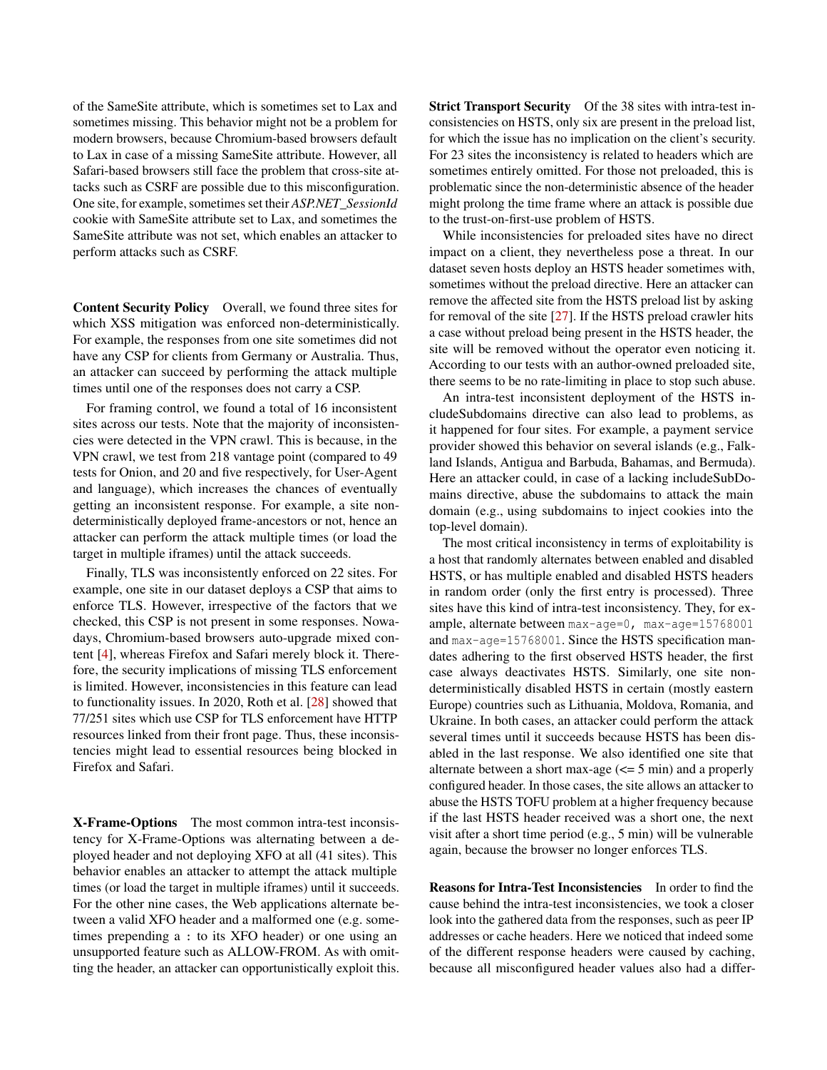of the SameSite attribute, which is sometimes set to Lax and sometimes missing. This behavior might not be a problem for modern browsers, because Chromium-based browsers default to Lax in case of a missing SameSite attribute. However, all Safari-based browsers still face the problem that cross-site attacks such as CSRF are possible due to this misconfiguration. One site, for example, sometimes set their *ASP.NET_SessionId* cookie with SameSite attribute set to Lax, and sometimes the SameSite attribute was not set, which enables an attacker to perform attacks such as CSRF.

**Content Security Policy** Overall, we found three sites for which XSS mitigation was enforced non-deterministically. For example, the responses from one site sometimes did not have any CSP for clients from Germany or Australia. Thus, an attacker can succeed by performing the attack multiple times until one of the responses does not carry a CSP.

For framing control, we found a total of 16 inconsistent sites across our tests. Note that the majority of inconsistencies were detected in the VPN crawl. This is because, in the VPN crawl, we test from 218 vantage point (compared to 49 tests for Onion, and 20 and five respectively, for User-Agent and language), which increases the chances of eventually getting an inconsistent response. For example, a site non-deterministically deployed frame-ancestors or not, hence an attacker can perform the attack multiple times (or load the target in multiple iframes) until the attack succeeds.

Finally, TLS was inconsistently enforced on 22 sites. For example, one site in our dataset deploys a CSP that aims to enforce TLS. However, irrespective of the factors that we checked, this CSP is not present in some responses. Nowadays, Chromium-based browsers auto-upgrade mixed content [4], whereas Firefox and Safari merely block it. Therefore, the security implications of missing TLS enforcement is limited. However, inconsistencies in this feature can lead to functionality issues. In 2020, Roth et al. [28] showed that 77/251 sites which use CSP for TLS enforcement have HTTP resources linked from their front page. Thus, these inconsistencies might lead to essential resources being blocked in Firefox and Safari.

**X-Frame-Options** The most common intra-test inconsistency for X-Frame-Options was alternating between a deployed header and not deploying XFO at all (41 sites). This behavior enables an attacker to attempt the attack multiple times (or load the target in multiple iframes) until it succeeds. For the other nine cases, the Web applications alternate between a valid XFO header and a malformed one (e.g. sometimes prepending a `:` to its XFO header) or one using an unsupported feature such as ALLOW-FROM. As with omitting the header, an attacker can opportunistically exploit this.

**Strict Transport Security** Of the 38 sites with intra-test inconsistencies on HSTS, only six are present in the preload list, for which the issue has no implication on the client's security. For 23 sites the inconsistency is related to headers which are sometimes entirely omitted. For those not preloaded, this is problematic since the non-deterministic absence of the header might prolong the time frame where an attack is possible due to the trust-on-first-use problem of HSTS.

While inconsistencies for preloaded sites have no direct impact on a client, they nevertheless pose a threat. In our dataset seven hosts deploy an HSTS header sometimes with, sometimes without the preload directive. Here an attacker can remove the affected site from the HSTS preload list by asking for removal of the site [27]. If the HSTS preload crawler hits a case without preload being present in the HSTS header, the site will be removed without the operator even noticing it. According to our tests with an author-owned preloaded site, there seems to be no rate-limiting in place to stop such abuse.

An intra-test inconsistent deployment of the HSTS includeSubdomains directive can also lead to problems, as it happened for four sites. For example, a payment service provider showed this behavior on several islands (e.g., Falkland Islands, Antigua and Barbuda, Bahamas, and Bermuda). Here an attacker could, in case of a lacking includeSubDomains directive, abuse the subdomains to attack the main domain (e.g., using subdomains to inject cookies into the top-level domain).

The most critical inconsistency in terms of exploitability is a host that randomly alternates between enabled and disabled HSTS, or has multiple enabled and disabled HSTS headers in random order (only the first entry is processed). Three sites have this kind of intra-test inconsistency. They, for example, alternate between `max-age=0, max-age=15768001` and `max-age=15768001`. Since the HSTS specification mandates adhering to the first observed HSTS header, the first case always deactivates HSTS. Similarly, one site non-deterministically disabled HSTS in certain (mostly eastern Europe) countries such as Lithuania, Moldova, Romania, and Ukraine. In both cases, an attacker could perform the attack several times until it succeeds because HSTS has been disabled in the last response. We also identified one site that alternate between a short max-age (<= 5 min) and a properly configured header. In those cases, the site allows an attacker to abuse the HSTS TOFU problem at a higher frequency because if the last HSTS header received was a short one, the next visit after a short time period (e.g., 5 min) will be vulnerable again, because the browser no longer enforces TLS.

**Reasons for Intra-Test Inconsistencies** In order to find the cause behind the intra-test inconsistencies, we took a closer look into the gathered data from the responses, such as peer IP addresses or cache headers. Here we noticed that indeed some of the different response headers were caused by caching, because all misconfigured header values also had a differ-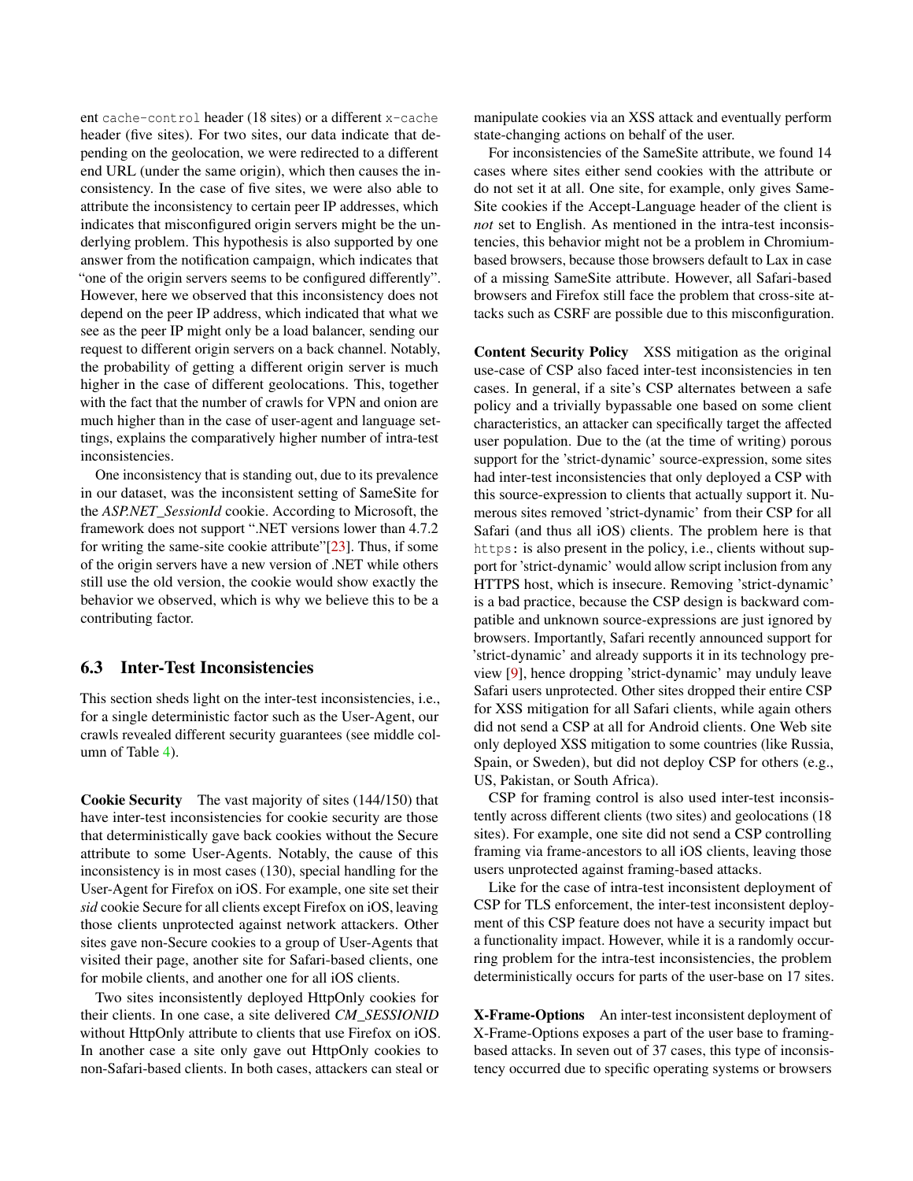ent `cache-control` header (18 sites) or a different `x-cache` header (five sites). For two sites, our data indicate that depending on the geolocation, we were redirected to a different end URL (under the same origin), which then causes the inconsistency. In the case of five sites, we were also able to attribute the inconsistency to certain peer IP addresses, which indicates that misconfigured origin servers might be the underlying problem. This hypothesis is also supported by one answer from the notification campaign, which indicates that "one of the origin servers seems to be configured differently". However, here we observed that this inconsistency does not depend on the peer IP address, which indicated that what we see as the peer IP might only be a load balancer, sending our request to different origin servers on a back channel. Notably, the probability of getting a different origin server is much higher in the case of different geolocations. This, together with the fact that the number of crawls for VPN and onion are much higher than in the case of user-agent and language settings, explains the comparatively higher number of intra-test inconsistencies.

One inconsistency that is standing out, due to its prevalence in our dataset, was the inconsistent setting of SameSite for the *ASP.NET_SessionId* cookie. According to Microsoft, the framework does not support ".NET versions lower than 4.7.2 for writing the same-site cookie attribute"[23]. Thus, if some of the origin servers have a new version of .NET while others still use the old version, the cookie would show exactly the behavior we observed, which is why we believe this to be a contributing factor.

### 6.3 Inter-Test Inconsistencies

This section sheds light on the inter-test inconsistencies, i.e., for a single deterministic factor such as the User-Agent, our crawls revealed different security guarantees (see middle column of Table 4).

**Cookie Security** The vast majority of sites (144/150) that have inter-test inconsistencies for cookie security are those that deterministically gave back cookies without the Secure attribute to some User-Agents. Notably, the cause of this inconsistency is in most cases (130), special handling for the User-Agent for Firefox on iOS. For example, one site set their *sid* cookie Secure for all clients except Firefox on iOS, leaving those clients unprotected against network attackers. Other sites gave non-Secure cookies to a group of User-Agents that visited their page, another site for Safari-based clients, one for mobile clients, and another one for all iOS clients.

Two sites inconsistently deployed HttpOnly cookies for their clients. In one case, a site delivered *CM_SESSIONID* without HttpOnly attribute to clients that use Firefox on iOS. In another case a site only gave out HttpOnly cookies to non-Safari-based clients. In both cases, attackers can steal or manipulate cookies via an XSS attack and eventually perform state-changing actions on behalf of the user.

For inconsistencies of the SameSite attribute, we found 14 cases where sites either send cookies with the attribute or do not set it at all. One site, for example, only gives SameSite cookies if the Accept-Language header of the client is *not* set to English. As mentioned in the intra-test inconsistencies, this behavior might not be a problem in Chromium-based browsers, because those browsers default to Lax in case of a missing SameSite attribute. However, all Safari-based browsers and Firefox still face the problem that cross-site attacks such as CSRF are possible due to this misconfiguration.

**Content Security Policy** XSS mitigation as the original use-case of CSP also faced inter-test inconsistencies in ten cases. In general, if a site's CSP alternates between a safe policy and a trivially bypassable one based on some client characteristics, an attacker can specifically target the affected user population. Due to the (at the time of writing) porous support for the 'strict-dynamic' source-expression, some sites had inter-test inconsistencies that only deployed a CSP with this source-expression to clients that actually support it. Numerous sites removed 'strict-dynamic' from their CSP for all Safari (and thus all iOS) clients. The problem here is that `https:` is also present in the policy, i.e., clients without support for 'strict-dynamic' would allow script inclusion from any HTTPS host, which is insecure. Removing 'strict-dynamic' is a bad practice, because the CSP design is backward compatible and unknown source-expressions are just ignored by browsers. Importantly, Safari recently announced support for 'strict-dynamic' and already supports it in its technology preview [9], hence dropping 'strict-dynamic' may unduly leave Safari users unprotected. Other sites dropped their entire CSP for XSS mitigation for all Safari clients, while again others did not send a CSP at all for Android clients. One Web site only deployed XSS mitigation to some countries (like Russia, Spain, or Sweden), but did not deploy CSP for others (e.g., US, Pakistan, or South Africa).

CSP for framing control is also used inter-test inconsistently across different clients (two sites) and geolocations (18 sites). For example, one site did not send a CSP controlling framing via frame-ancestors to all iOS clients, leaving those users unprotected against framing-based attacks.

Like for the case of intra-test inconsistent deployment of CSP for TLS enforcement, the inter-test inconsistent deployment of this CSP feature does not have a security impact but a functionality impact. However, while it is a randomly occurring problem for the intra-test inconsistencies, the problem deterministically occurs for parts of the user-base on 17 sites.

**X-Frame-Options** An inter-test inconsistent deployment of X-Frame-Options exposes a part of the user base to framing-based attacks. In seven out of 37 cases, this type of inconsistency occurred due to specific operating systems or browsers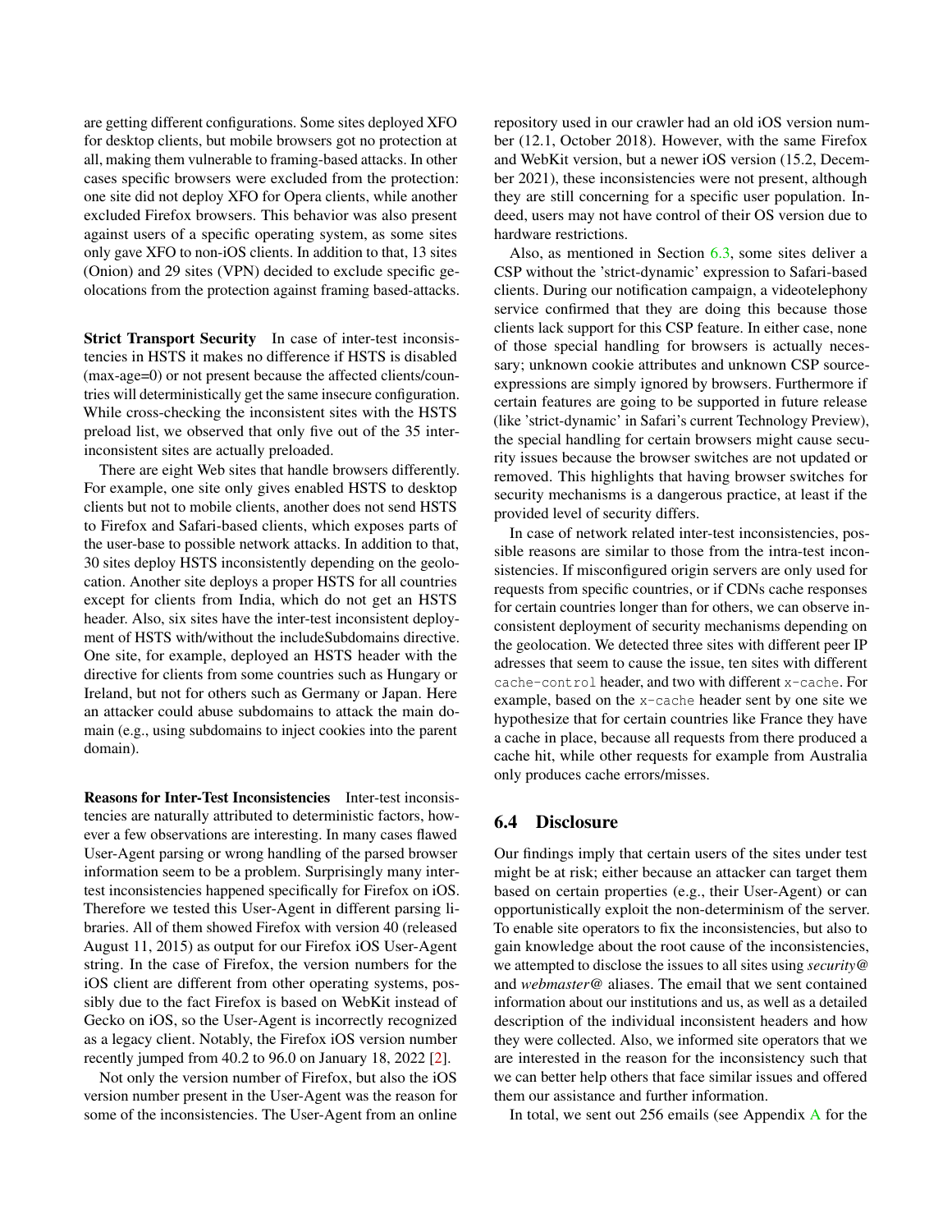are getting different configurations. Some sites deployed XFO for desktop clients, but mobile browsers got no protection at all, making them vulnerable to framing-based attacks. In other cases specific browsers were excluded from the protection: one site did not deploy XFO for Opera clients, while another excluded Firefox browsers. This behavior was also present against users of a specific operating system, as some sites only gave XFO to non-iOS clients. In addition to that, 13 sites (Onion) and 29 sites (VPN) decided to exclude specific geolocations from the protection against framing based-attacks.

**Strict Transport Security** In case of inter-test inconsistencies in HSTS it makes no difference if HSTS is disabled (max-age=0) or not present because the affected clients/countries will deterministically get the same insecure configuration. While cross-checking the inconsistent sites with the HSTS preload list, we observed that only five out of the 35 inter-inconsistent sites are actually preloaded.

There are eight Web sites that handle browsers differently. For example, one site only gives enabled HSTS to desktop clients but not to mobile clients, another does not send HSTS to Firefox and Safari-based clients, which exposes parts of the user-base to possible network attacks. In addition to that, 30 sites deploy HSTS inconsistently depending on the geolocation. Another site deploys a proper HSTS for all countries except for clients from India, which do not get an HSTS header. Also, six sites have the inter-test inconsistent deployment of HSTS with/without the includeSubdomains directive. One site, for example, deployed an HSTS header with the directive for clients from some countries such as Hungary or Ireland, but not for others such as Germany or Japan. Here an attacker could abuse subdomains to attack the main domain (e.g., using subdomains to inject cookies into the parent domain).

**Reasons for Inter-Test Inconsistencies** Inter-test inconsistencies are naturally attributed to deterministic factors, however a few observations are interesting. In many cases flawed User-Agent parsing or wrong handling of the parsed browser information seem to be a problem. Surprisingly many inter-test inconsistencies happened specifically for Firefox on iOS. Therefore we tested this User-Agent in different parsing libraries. All of them showed Firefox with version 40 (released August 11, 2015) as output for our Firefox iOS User-Agent string. In the case of Firefox, the version numbers for the iOS client are different from other operating systems, possibly due to the fact Firefox is based on WebKit instead of Gecko on iOS, so the User-Agent is incorrectly recognized as a legacy client. Notably, the Firefox iOS version number recently jumped from 40.2 to 96.0 on January 18, 2022 [2].

Not only the version number of Firefox, but also the iOS version number present in the User-Agent was the reason for some of the inconsistencies. The User-Agent from an online repository used in our crawler had an old iOS version number (12.1, October 2018). However, with the same Firefox and WebKit version, but a newer iOS version (15.2, December 2021), these inconsistencies were not present, although they are still concerning for a specific user population. Indeed, users may not have control of their OS version due to hardware restrictions.

Also, as mentioned in Section 6.3, some sites deliver a CSP without the 'strict-dynamic' expression to Safari-based clients. During our notification campaign, a videotelephony service confirmed that they are doing this because those clients lack support for this CSP feature. In either case, none of those special handling for browsers is actually necessary; unknown cookie attributes and unknown CSP source-expressions are simply ignored by browsers. Furthermore if certain features are going to be supported in future release (like 'strict-dynamic' in Safari's current Technology Preview), the special handling for certain browsers might cause security issues because the browser switches are not updated or removed. This highlights that having browser switches for security mechanisms is a dangerous practice, at least if the provided level of security differs.

In case of network related inter-test inconsistencies, possible reasons are similar to those from the intra-test inconsistencies. If misconfigured origin servers are only used for requests from specific countries, or if CDNs cache responses for certain countries longer than for others, we can observe inconsistent deployment of security mechanisms depending on the geolocation. We detected three sites with different peer IP adresses that seem to cause the issue, ten sites with different `cache-control` header, and two with different `x-cache`. For example, based on the `x-cache` header sent by one site we hypothesize that for certain countries like France they have a cache in place, because all requests from there produced a cache hit, while other requests for example from Australia only produces cache errors/misses.

## 6.4 Disclosure

Our findings imply that certain users of the sites under test might be at risk; either because an attacker can target them based on certain properties (e.g., their User-Agent) or can opportunistically exploit the non-determinism of the server. To enable site operators to fix the inconsistencies, but also to gain knowledge about the root cause of the inconsistencies, we attempted to disclose the issues to all sites using *security@* and *webmaster@* aliases. The email that we sent contained information about our institutions and us, as well as a detailed description of the individual inconsistent headers and how they were collected. Also, we informed site operators that we are interested in the reason for the inconsistency such that we can better help others that face similar issues and offered them our assistance and further information.

In total, we sent out 256 emails (see Appendix A for the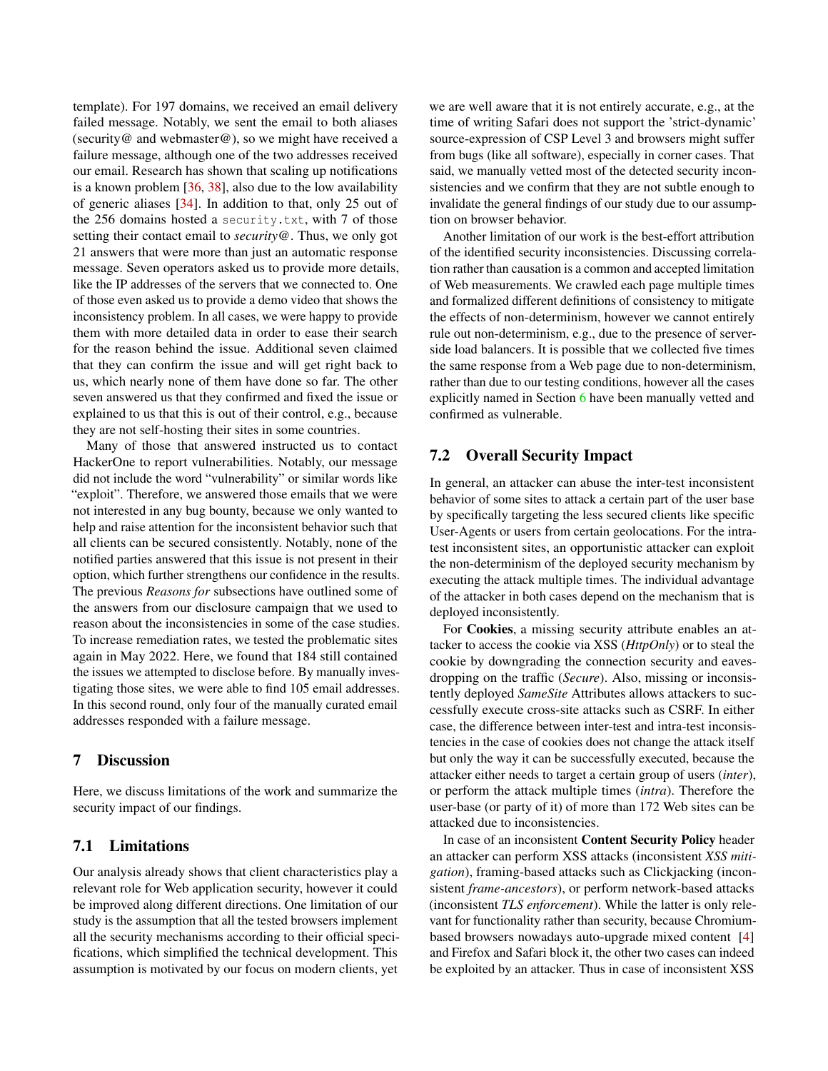template). For 197 domains, we received an email delivery failed message. Notably, we sent the email to both aliases (security@ and webmaster@), so we might have received a failure message, although one of the two addresses received our email. Research has shown that scaling up notifications is a known problem [36, 38], also due to the low availability of generic aliases [34]. In addition to that, only 25 out of the 256 domains hosted a `security.txt`, with 7 of those setting their contact email to *security@*. Thus, we only got 21 answers that were more than just an automatic response message. Seven operators asked us to provide more details, like the IP addresses of the servers that we connected to. One of those even asked us to provide a demo video that shows the inconsistency problem. In all cases, we were happy to provide them with more detailed data in order to ease their search for the reason behind the issue. Additional seven claimed that they can confirm the issue and will get right back to us, which nearly none of them have done so far. The other seven answered us that they confirmed and fixed the issue or explained to us that this is out of their control, e.g., because they are not self-hosting their sites in some countries.

Many of those that answered instructed us to contact HackerOne to report vulnerabilities. Notably, our message did not include the word "vulnerability" or similar words like "exploit". Therefore, we answered those emails that we were not interested in any bug bounty, because we only wanted to help and raise attention for the inconsistent behavior such that all clients can be secured consistently. Notably, none of the notified parties answered that this issue is not present in their option, which further strengthens our confidence in the results. The previous *Reasons for* subsections have outlined some of the answers from our disclosure campaign that we used to reason about the inconsistencies in some of the case studies. To increase remediation rates, we tested the problematic sites again in May 2022. Here, we found that 184 still contained the issues we attempted to disclose before. By manually investigating those sites, we were able to find 105 email addresses. In this second round, only four of the manually curated email addresses responded with a failure message.

## 7 Discussion

Here, we discuss limitations of the work and summarize the security impact of our findings.

### 7.1 Limitations

Our analysis already shows that client characteristics play a relevant role for Web application security, however it could be improved along different directions. One limitation of our study is the assumption that all the tested browsers implement all the security mechanisms according to their official specifications, which simplified the technical development. This assumption is motivated by our focus on modern clients, yet we are well aware that it is not entirely accurate, e.g., at the time of writing Safari does not support the 'strict-dynamic' source-expression of CSP Level 3 and browsers might suffer from bugs (like all software), especially in corner cases. That said, we manually vetted most of the detected security inconsistencies and we confirm that they are not subtle enough to invalidate the general findings of our study due to our assumption on browser behavior.

Another limitation of our work is the best-effort attribution of the identified security inconsistencies. Discussing correlation rather than causation is a common and accepted limitation of Web measurements. We crawled each page multiple times and formalized different definitions of consistency to mitigate the effects of non-determinism, however we cannot entirely rule out non-determinism, e.g., due to the presence of server-side load balancers. It is possible that we collected five times the same response from a Web page due to non-determinism, rather than due to our testing conditions, however all the cases explicitly named in Section 6 have been manually vetted and confirmed as vulnerable.

### 7.2 Overall Security Impact

In general, an attacker can abuse the inter-test inconsistent behavior of some sites to attack a certain part of the user base by specifically targeting the less secured clients like specific User-Agents or users from certain geolocations. For the intra-test inconsistent sites, an opportunistic attacker can exploit the non-determinism of the deployed security mechanism by executing the attack multiple times. The individual advantage of the attacker in both cases depend on the mechanism that is deployed inconsistently.

For **Cookies**, a missing security attribute enables an attacker to access the cookie via XSS (*HttpOnly*) or to steal the cookie by downgrading the connection security and eavesdropping on the traffic (*Secure*). Also, missing or inconsistently deployed *SameSite* Attributes allows attackers to successfully execute cross-site attacks such as CSRF. In either case, the difference between inter-test and intra-test inconsistencies in the case of cookies does not change the attack itself but only the way it can be successfully executed, because the attacker either needs to target a certain group of users (*inter*), or perform the attack multiple times (*intra*). Therefore the user-base (or party of it) of more than 172 Web sites can be attacked due to inconsistencies.

In case of an inconsistent **Content Security Policy** header an attacker can perform XSS attacks (inconsistent *XSS mitigation*), framing-based attacks such as Clickjacking (inconsistent *frame-ancestors*), or perform network-based attacks (inconsistent *TLS enforcement*). While the latter is only relevant for functionality rather than security, because Chromium-based browsers nowadays auto-upgrade mixed content [4] and Firefox and Safari block it, the other two cases can indeed be exploited by an attacker. Thus in case of inconsistent XSS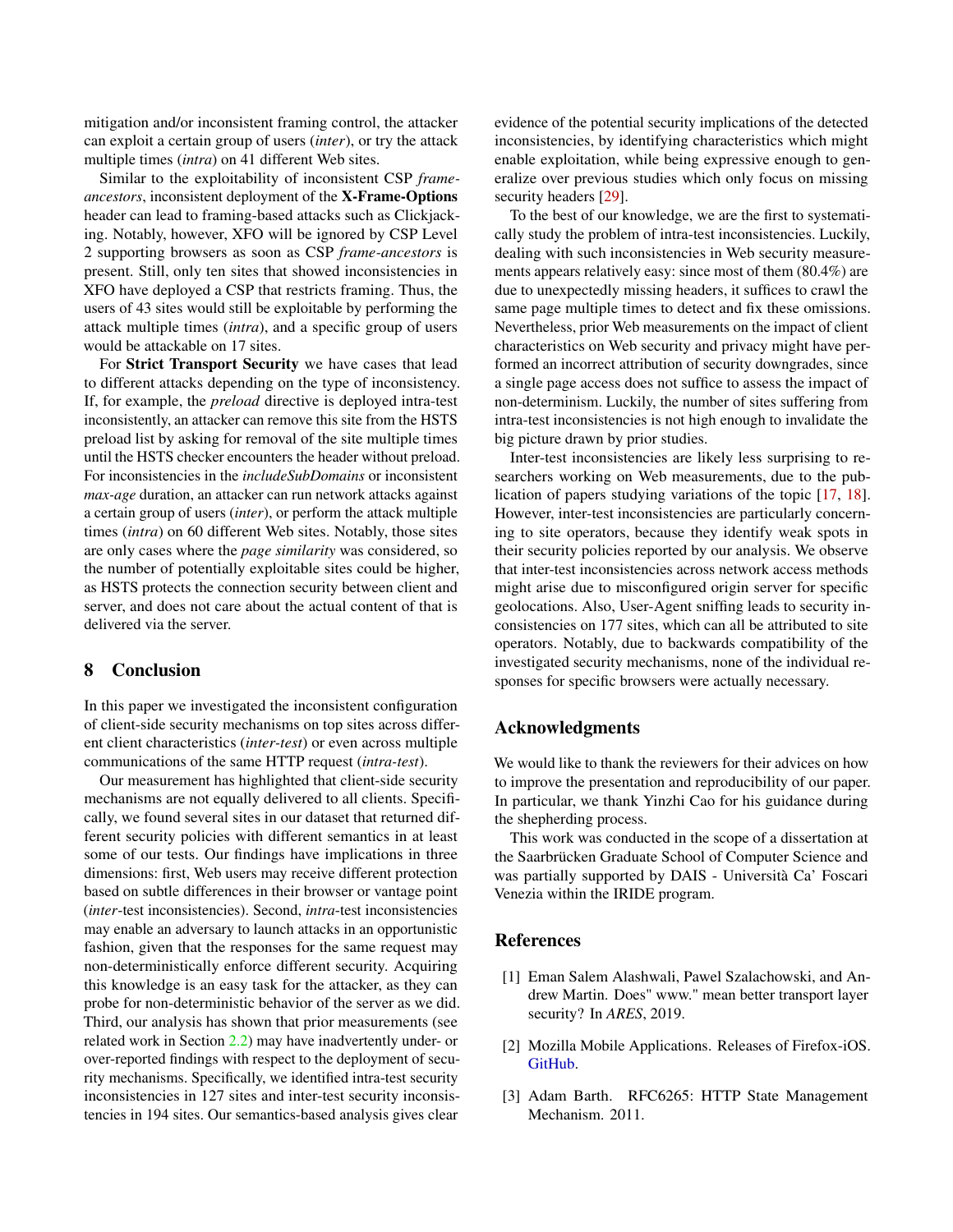mitigation and/or inconsistent framing control, the attacker can exploit a certain group of users (*inter*), or try the attack multiple times (*intra*) on 41 different Web sites.

Similar to the exploitability of inconsistent CSP *frame-ancestors*, inconsistent deployment of the **X-Frame-Options** header can lead to framing-based attacks such as Clickjacking. Notably, however, XFO will be ignored by CSP Level 2 supporting browsers as soon as CSP *frame-ancestors* is present. Still, only ten sites that showed inconsistencies in XFO have deployed a CSP that restricts framing. Thus, the users of 43 sites would still be exploitable by performing the attack multiple times (*intra*), and a specific group of users would be attackable on 17 sites.

For **Strict Transport Security** we have cases that lead to different attacks depending on the type of inconsistency. If, for example, the *preload* directive is deployed intra-test inconsistently, an attacker can remove this site from the HSTS preload list by asking for removal of the site multiple times until the HSTS checker encounters the header without preload. For inconsistencies in the *includeSubDomains* or inconsistent *max-age* duration, an attacker can run network attacks against a certain group of users (*inter*), or perform the attack multiple times (*intra*) on 60 different Web sites. Notably, those sites are only cases where the *page similarity* was considered, so the number of potentially exploitable sites could be higher, as HSTS protects the connection security between client and server, and does not care about the actual content of that is delivered via the server.

## 8 Conclusion

In this paper we investigated the inconsistent configuration of client-side security mechanisms on top sites across different client characteristics (*inter-test*) or even across multiple communications of the same HTTP request (*intra-test*).

Our measurement has highlighted that client-side security mechanisms are not equally delivered to all clients. Specifically, we found several sites in our dataset that returned different security policies with different semantics in at least some of our tests. Our findings have implications in three dimensions: first, Web users may receive different protection based on subtle differences in their browser or vantage point (*inter*-test inconsistencies). Second, *intra*-test inconsistencies may enable an adversary to launch attacks in an opportunistic fashion, given that the responses for the same request may non-deterministically enforce different security. Acquiring this knowledge is an easy task for the attacker, as they can probe for non-deterministic behavior of the server as we did. Third, our analysis has shown that prior measurements (see related work in Section 2.2) may have inadvertently under- or over-reported findings with respect to the deployment of security mechanisms. Specifically, we identified intra-test security inconsistencies in 127 sites and inter-test security inconsistencies in 194 sites. Our semantics-based analysis gives clear evidence of the potential security implications of the detected inconsistencies, by identifying characteristics which might enable exploitation, while being expressive enough to generalize over previous studies which only focus on missing security headers [29].

To the best of our knowledge, we are the first to systematically study the problem of intra-test inconsistencies. Luckily, dealing with such inconsistencies in Web security measurements appears relatively easy: since most of them (80.4%) are due to unexpectedly missing headers, it suffices to crawl the same page multiple times to detect and fix these omissions. Nevertheless, prior Web measurements on the impact of client characteristics on Web security and privacy might have performed an incorrect attribution of security downgrades, since a single page access does not suffice to assess the impact of non-determinism. Luckily, the number of sites suffering from intra-test inconsistencies is not high enough to invalidate the big picture drawn by prior studies.

Inter-test inconsistencies are likely less surprising to researchers working on Web measurements, due to the publication of papers studying variations of the topic [17, 18]. However, inter-test inconsistencies are particularly concerning to site operators, because they identify weak spots in their security policies reported by our analysis. We observe that inter-test inconsistencies across network access methods might arise due to misconfigured origin server for specific geolocations. Also, User-Agent sniffing leads to security inconsistencies on 177 sites, which can all be attributed to site operators. Notably, due to backwards compatibility of the investigated security mechanisms, none of the individual responses for specific browsers were actually necessary.

## Acknowledgments

We would like to thank the reviewers for their advices on how to improve the presentation and reproducibility of our paper. In particular, we thank Yinzhi Cao for his guidance during the shepherding process.

This work was conducted in the scope of a dissertation at the Saarbrücken Graduate School of Computer Science and was partially supported by DAIS - Università Ca' Foscari Venezia within the IRIDE program.

## References

[1] Eman Salem Alashwali, Pawel Szalachowski, and Andrew Martin. Does" www." mean better transport layer security? In *ARES*, 2019.

[2] Mozilla Mobile Applications. Releases of Firefox-iOS. GitHub.

[3] Adam Barth. RFC6265: HTTP State Management Mechanism. 2011.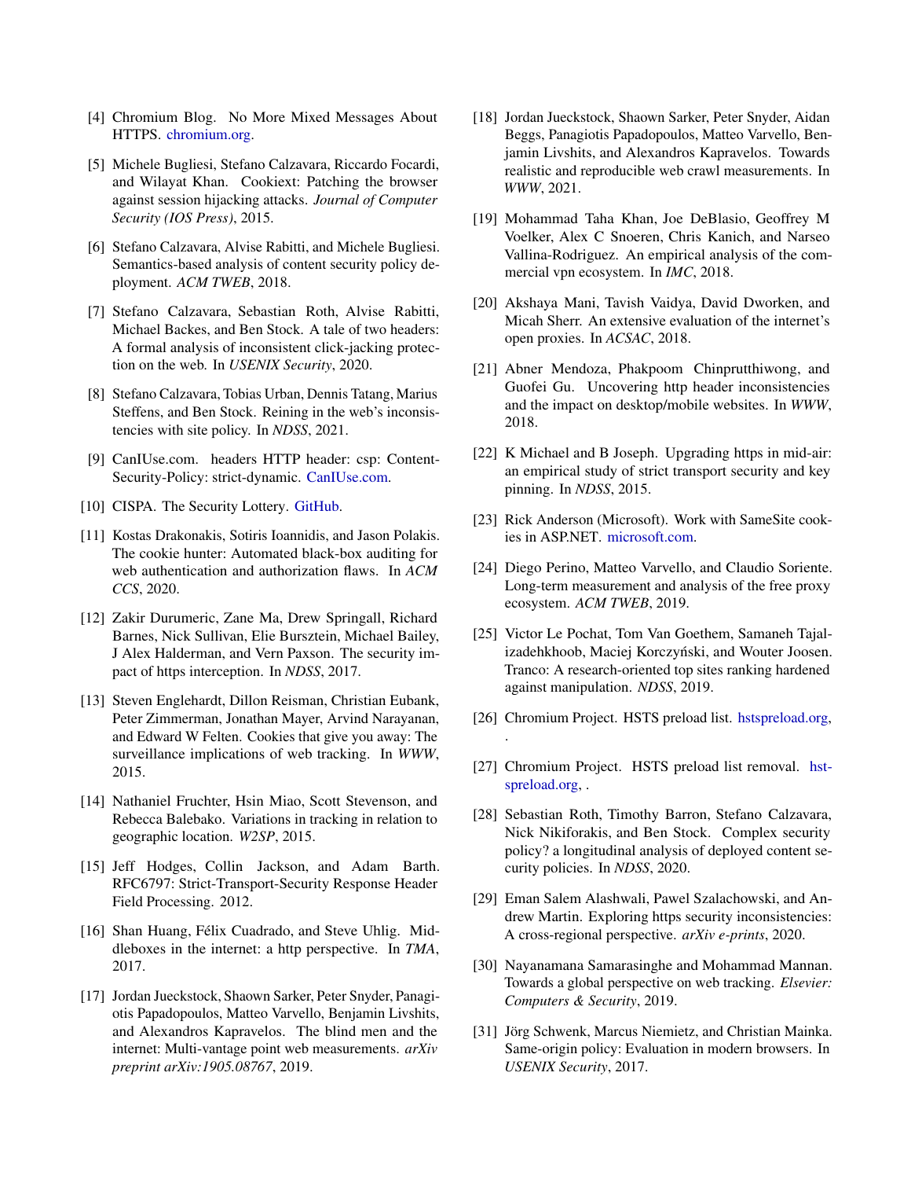[4] Chromium Blog. No More Mixed Messages About HTTPS. chromium.org.

[5] Michele Bugliesi, Stefano Calzavara, Riccardo Focardi, and Wilayat Khan. Cookiext: Patching the browser against session hijacking attacks. *Journal of Computer Security (IOS Press)*, 2015.

[6] Stefano Calzavara, Alvise Rabitti, and Michele Bugliesi. Semantics-based analysis of content security policy deployment. *ACM TWEB*, 2018.

[7] Stefano Calzavara, Sebastian Roth, Alvise Rabitti, Michael Backes, and Ben Stock. A tale of two headers: A formal analysis of inconsistent click-jacking protection on the web. In *USENIX Security*, 2020.

[8] Stefano Calzavara, Tobias Urban, Dennis Tatang, Marius Steffens, and Ben Stock. Reining in the web's inconsistencies with site policy. In *NDSS*, 2021.

[9] CanIUse.com. headers HTTP header: csp: Content-Security-Policy: strict-dynamic. CanIUse.com.

[10] CISPA. The Security Lottery. GitHub.

[11] Kostas Drakonakis, Sotiris Ioannidis, and Jason Polakis. The cookie hunter: Automated black-box auditing for web authentication and authorization flaws. In *ACM CCS*, 2020.

[12] Zakir Durumeric, Zane Ma, Drew Springall, Richard Barnes, Nick Sullivan, Elie Bursztein, Michael Bailey, J Alex Halderman, and Vern Paxson. The security impact of https interception. In *NDSS*, 2017.

[13] Steven Englehardt, Dillon Reisman, Christian Eubank, Peter Zimmerman, Jonathan Mayer, Arvind Narayanan, and Edward W Felten. Cookies that give you away: The surveillance implications of web tracking. In *WWW*, 2015.

[14] Nathaniel Fruchter, Hsin Miao, Scott Stevenson, and Rebecca Balebako. Variations in tracking in relation to geographic location. *W2SP*, 2015.

[15] Jeff Hodges, Collin Jackson, and Adam Barth. RFC6797: Strict-Transport-Security Response Header Field Processing. 2012.

[16] Shan Huang, Félix Cuadrado, and Steve Uhlig. Middleboxes in the internet: a http perspective. In *TMA*, 2017.

[17] Jordan Jueckstock, Shaown Sarker, Peter Snyder, Panagiotis Papadopoulos, Matteo Varvello, Benjamin Livshits, and Alexandros Kapravelos. The blind men and the internet: Multi-vantage point web measurements. *arXiv preprint arXiv:1905.08767*, 2019.

[18] Jordan Jueckstock, Shaown Sarker, Peter Snyder, Aidan Beggs, Panagiotis Papadopoulos, Matteo Varvello, Benjamin Livshits, and Alexandros Kapravelos. Towards realistic and reproducible web crawl measurements. In *WWW*, 2021.

[19] Mohammad Taha Khan, Joe DeBlasio, Geoffrey M Voelker, Alex C Snoeren, Chris Kanich, and Narseo Vallina-Rodriguez. An empirical analysis of the commercial vpn ecosystem. In *IMC*, 2018.

[20] Akshaya Mani, Tavish Vaidya, David Dworken, and Micah Sherr. An extensive evaluation of the internet's open proxies. In *ACSAC*, 2018.

[21] Abner Mendoza, Phakpoom Chinprutthiwong, and Guofei Gu. Uncovering http header inconsistencies and the impact on desktop/mobile websites. In *WWW*, 2018.

[22] K Michael and B Joseph. Upgrading https in mid-air: an empirical study of strict transport security and key pinning. In *NDSS*, 2015.

[23] Rick Anderson (Microsoft). Work with SameSite cookies in ASP.NET. microsoft.com.

[24] Diego Perino, Matteo Varvello, and Claudio Soriente. Long-term measurement and analysis of the free proxy ecosystem. *ACM TWEB*, 2019.

[25] Victor Le Pochat, Tom Van Goethem, Samaneh Tajalizadehkhoob, Maciej Korczyński, and Wouter Joosen. Tranco: A research-oriented top sites ranking hardened against manipulation. *NDSS*, 2019.

[26] Chromium Project. HSTS preload list. hstspreload.org, .

[27] Chromium Project. HSTS preload list removal. hstspreload.org, .

[28] Sebastian Roth, Timothy Barron, Stefano Calzavara, Nick Nikiforakis, and Ben Stock. Complex security policy? a longitudinal analysis of deployed content security policies. In *NDSS*, 2020.

[29] Eman Salem Alashwali, Pawel Szalachowski, and Andrew Martin. Exploring https security inconsistencies: A cross-regional perspective. *arXiv e-prints*, 2020.

[30] Nayanamana Samarasinghe and Mohammad Mannan. Towards a global perspective on web tracking. *Elsevier: Computers & Security*, 2019.

[31] Jörg Schwenk, Marcus Niemietz, and Christian Mainka. Same-origin policy: Evaluation in modern browsers. In *USENIX Security*, 2017.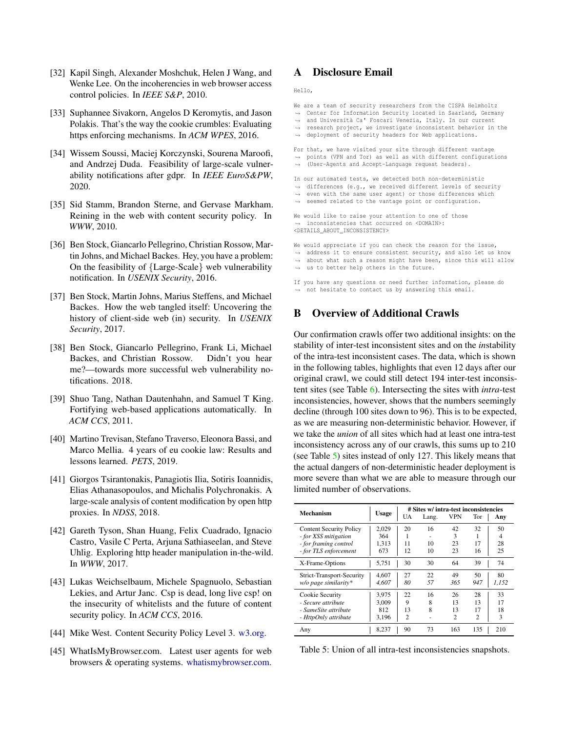[32] Kapil Singh, Alexander Moshchuk, Helen J Wang, and Wenke Lee. On the incoherencies in web browser access control policies. In *IEEE S&P*, 2010.

[33] Suphannee Sivakorn, Angelos D Keromytis, and Jason Polakis. That's the way the cookie crumbles: Evaluating https enforcing mechanisms. In *ACM WPES*, 2016.

[34] Wissem Soussi, Maciej Korczynski, Sourena Maroofi, and Andrzej Duda. Feasibility of large-scale vulnerability notifications after gdpr. In *IEEE EuroS&PW*, 2020.

[35] Sid Stamm, Brandon Sterne, and Gervase Markham. Reining in the web with content security policy. In *WWW*, 2010.

[36] Ben Stock, Giancarlo Pellegrino, Christian Rossow, Martin Johns, and Michael Backes. Hey, you have a problem: On the feasibility of {Large-Scale} web vulnerability notification. In *USENIX Security*, 2016.

[37] Ben Stock, Martin Johns, Marius Steffens, and Michael Backes. How the web tangled itself: Uncovering the history of client-side web (in) security. In *USENIX Security*, 2017.

[38] Ben Stock, Giancarlo Pellegrino, Frank Li, Michael Backes, and Christian Rossow. Didn't you hear me?—towards more successful web vulnerability notifications. 2018.

[39] Shuo Tang, Nathan Dautenhahn, and Samuel T King. Fortifying web-based applications automatically. In *ACM CCS*, 2011.

[40] Martino Trevisan, Stefano Traverso, Eleonora Bassi, and Marco Mellia. 4 years of eu cookie law: Results and lessons learned. *PETS*, 2019.

[41] Giorgos Tsirantonakis, Panagiotis Ilia, Sotiris Ioannidis, Elias Athanasopoulos, and Michalis Polychronakis. A large-scale analysis of content modification by open http proxies. In *NDSS*, 2018.

[42] Gareth Tyson, Shan Huang, Felix Cuadrado, Ignacio Castro, Vasile C Perta, Arjuna Sathiaseelan, and Steve Uhlig. Exploring http header manipulation in-the-wild. In *WWW*, 2017.

[43] Lukas Weichselbaum, Michele Spagnuolo, Sebastian Lekies, and Artur Janc. Csp is dead, long live csp! on the insecurity of whitelists and the future of content security policy. In *ACM CCS*, 2016.

[44] Mike West. Content Security Policy Level 3. w3.org.

[45] WhatIsMyBrowser.com. Latest user agents for web browsers & operating systems. whatismybrowser.com.

## A Disclosure Email

```
Hello,

We are a team of security researchers from the CISPA Helmholtz
→ Center for Information Security located in Saarland, Germany
→ and Università Ca' Foscari Venezia, Italy. In our current
→ research project, we investigate inconsistent behavior in the
→ deployment of security headers for Web applications.

For that, we have visited your site through different vantage
→ points (VPN and Tor) as well as with different configurations
→ (User-Agents and Accept-Language request headers).

In our automated tests, we detected both non-deterministic
→ differences (e.g., we received different levels of security
→ even with the same user agent) or those differences which
→ seemed related to the vantage point or configuration.

We would like to raise your attention to one of those
→ inconsistencies that occurred on <DOMAIN>:
<DETAILS_ABOUT_INCONSISTENCY>

We would appreciate if you can check the reason for the issue,
→ address it to ensure consistent security, and also let us know
→ about what such a reason might have been, since this will allow
→ us to better help others in the future.

If you have any questions or need further information, please do
→ not hesitate to contact us by answering this email.
```

## B Overview of Additional Crawls

Our confirmation crawls offer two additional insights: on the stability of inter-test inconsistent sites and on the *in*stability of the intra-test inconsistent cases. The data, which is shown in the following tables, highlights that even 12 days after our original crawl, we could still detect 194 inter-test inconsistent sites (see Table 6). Intersecting the sites with *intra*-test inconsistencies, however, shows that the numbers seemingly decline (through 100 sites down to 96). This is to be expected, as we are measuring non-deterministic behavior. However, if we take the *union* of all sites which had at least one intra-test inconsistency across any of our crawls, this sums up to 210 (see Table 5) sites instead of only 127. This likely means that the actual dangers of non-deterministic header deployment is more severe than what we are able to measure through our limited number of observations.

| Mechanism | Usage | # Sites w/ intra-test inconsistencies | | | | |
|---|---|---|---|---|---|---|
| | | UA | Lang. | VPN | Tor | Any |
| Content Security Policy | 2,029 | 20 | 16 | 42 | 32 | 50 |
| *- for XSS mitigation* | 364 | 1 | - | 3 | 1 | 4 |
| *- for framing control* | 1,313 | 11 | 10 | 23 | 17 | 28 |
| *- for TLS enforcement* | 673 | 12 | 10 | 23 | 16 | 25 |
| X-Frame-Options | 5,751 | 30 | 30 | 64 | 39 | 74 |
| Strict-Transport-Security | 4,607 | 27 | 22 | 49 | 50 | 80 |
| *w/o page similarity\** | *4,607* | *80* | *57* | *365* | *947* | *1,152* |
| Cookie Security | 3,975 | 22 | 16 | 26 | 28 | 33 |
| *- Secure attribute* | 3,009 | 9 | 8 | 13 | 13 | 17 |
| *- SameSite attribute* | 812 | 13 | 8 | 13 | 17 | 18 |
| *- HttpOnly attribute* | 3,196 | 2 | - | 2 | 2 | 3 |
| Any | 8,237 | 90 | 73 | 163 | 135 | 210 |

Table 5: Union of all intra-test inconsistencies snapshots.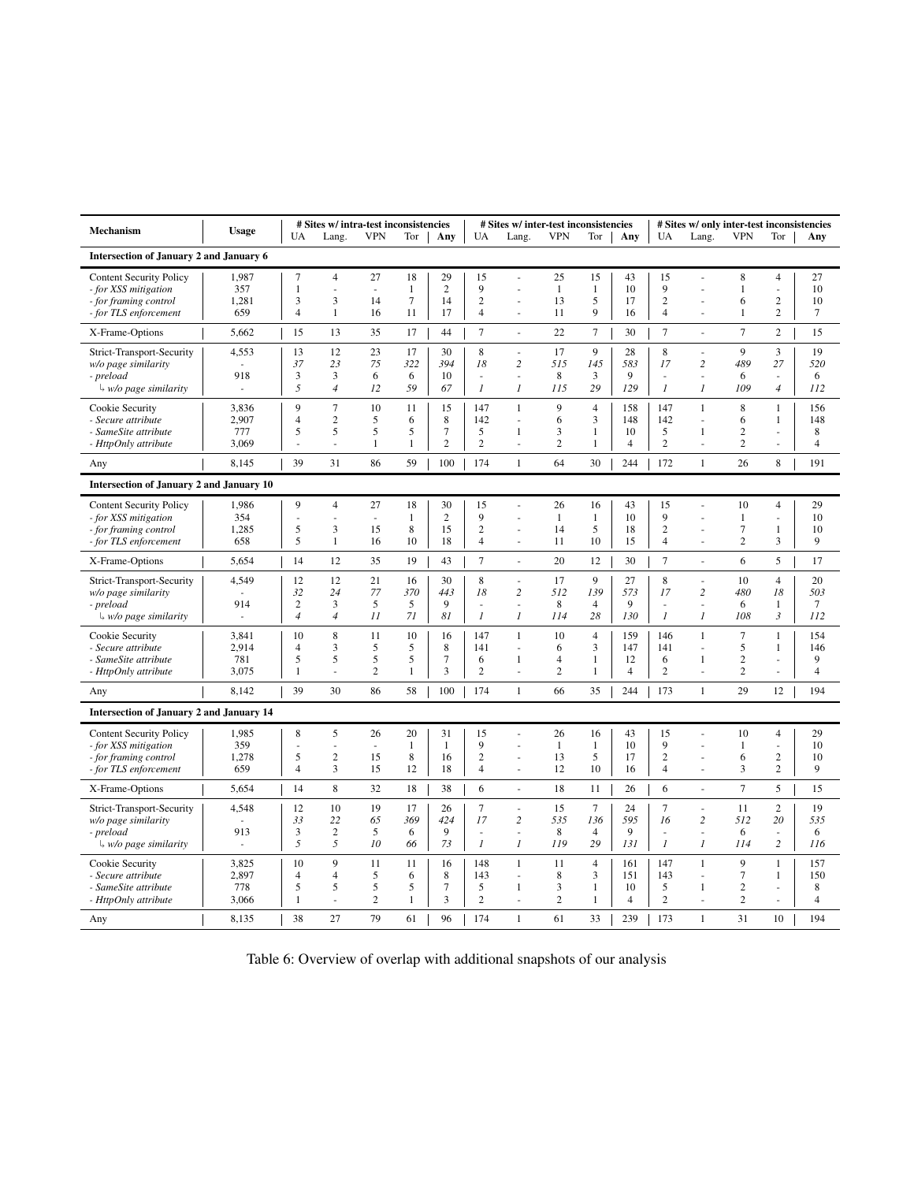| Mechanism | Usage | # Sites w/ intra-test inconsistencies | | | | | # Sites w/ inter-test inconsistencies | | | | | # Sites w/ only inter-test inconsistencies | | | | |
|---|---|---|---|---|---|---|---|---|---|---|---|---|---|---|---|---|
| | | UA | Lang. | VPN | Tor | Any | UA | Lang. | VPN | Tor | Any | UA | Lang. | VPN | Tor | Any |
| **Intersection of January 2 and January 6** | | | | | | | | | | | | | | | | |
| Content Security Policy | 1,987 | 7 | 4 | 27 | 18 | 29 | 15 | - | 25 | 15 | 43 | 15 | - | 8 | 4 | 27 |
| *- for XSS mitigation* | 357 | 1 | - | - | 1 | 2 | 9 | - | 1 | 1 | 10 | 9 | - | 1 | - | 10 |
| *- for framing control* | 1,281 | 3 | 3 | 14 | 7 | 14 | 2 | - | 13 | 5 | 17 | 2 | - | 6 | 2 | 10 |
| *- for TLS enforcement* | 659 | 4 | 1 | 16 | 11 | 17 | 4 | - | 11 | 9 | 16 | 4 | - | 1 | 2 | 7 |
| X-Frame-Options | 5,662 | 15 | 13 | 35 | 17 | 44 | 7 | - | 22 | 7 | 30 | 7 | - | 7 | 2 | 15 |
| Strict-Transport-Security | 4,553 | 13 | 12 | 23 | 17 | 30 | 8 | - | 17 | 9 | 28 | 8 | - | 9 | 3 | 19 |
| *w/o page similarity* | - | *37* | *23* | *75* | *322* | *394* | *18* | *2* | *515* | *145* | *583* | *17* | *2* | *489* | *27* | *520* |
| *- preload* | 918 | 3 | 3 | 6 | 6 | 10 | - | - | 8 | 3 | 9 | - | - | 6 | - | 6 |
| *↳ w/o page similarity* | - | *5* | *4* | *12* | *59* | *67* | *1* | *1* | *115* | *29* | *129* | *1* | *1* | *109* | *4* | *112* |
| Cookie Security | 3,836 | 9 | 7 | 10 | 11 | 15 | 147 | 1 | 9 | 4 | 158 | 147 | 1 | 8 | 1 | 156 |
| *- Secure attribute* | 2,907 | 4 | 2 | 5 | 6 | 8 | 142 | - | 6 | 3 | 148 | 142 | - | 6 | 1 | 148 |
| *- SameSite attribute* | 777 | 5 | 5 | 5 | 5 | 7 | 5 | 1 | 3 | 1 | 10 | 5 | 1 | 2 | - | 8 |
| *- HttpOnly attribute* | 3,069 | - | - | 1 | 1 | 2 | 2 | - | 2 | 1 | 4 | 2 | - | 2 | - | 4 |
| Any | 8,145 | 39 | 31 | 86 | 59 | 100 | 174 | 1 | 64 | 30 | 244 | 172 | 1 | 26 | 8 | 191 |
| **Intersection of January 2 and January 10** | | | | | | | | | | | | | | | | |
| Content Security Policy | 1,986 | 9 | 4 | 27 | 18 | 30 | 15 | - | 26 | 16 | 43 | 15 | - | 10 | 4 | 29 |
| *- for XSS mitigation* | 354 | - | - | - | 1 | 2 | 9 | - | 1 | 1 | 10 | 9 | - | 1 | - | 10 |
| *- for framing control* | 1,285 | 5 | 3 | 15 | 8 | 15 | 2 | - | 14 | 5 | 18 | 2 | - | 7 | 1 | 10 |
| *- for TLS enforcement* | 658 | 5 | 1 | 16 | 10 | 18 | 4 | - | 11 | 10 | 15 | 4 | - | 2 | 3 | 9 |
| X-Frame-Options | 5,654 | 14 | 12 | 35 | 19 | 43 | 7 | - | 20 | 12 | 30 | 7 | - | 6 | 5 | 17 |
| Strict-Transport-Security | 4,549 | 12 | 12 | 21 | 16 | 30 | 8 | - | 17 | 9 | 27 | 8 | - | 10 | 4 | 20 |
| *w/o page similarity* | - | *32* | *24* | *77* | *370* | *443* | *18* | *2* | *512* | *139* | *573* | *17* | *2* | *480* | *18* | *503* |
| *- preload* | 914 | 2 | 3 | 5 | 5 | 9 | - | - | 8 | 4 | 9 | - | - | 6 | 1 | 7 |
| *↳ w/o page similarity* | - | *4* | *4* | *11* | *71* | *81* | *1* | *1* | *114* | *28* | *130* | *1* | *1* | *108* | *3* | *112* |
| Cookie Security | 3,841 | 10 | 8 | 11 | 10 | 16 | 147 | 1 | 10 | 4 | 159 | 146 | 1 | 7 | 1 | 154 |
| *- Secure attribute* | 2,914 | 4 | 3 | 5 | 5 | 8 | 141 | - | 6 | 3 | 147 | 141 | - | 5 | 1 | 146 |
| *- SameSite attribute* | 781 | 5 | 5 | 5 | 5 | 7 | 6 | 1 | 4 | 1 | 12 | 6 | 1 | 2 | - | 9 |
| *- HttpOnly attribute* | 3,075 | 1 | - | 2 | 1 | 3 | 2 | - | 2 | 1 | 4 | 2 | - | 2 | - | 4 |
| Any | 8,142 | 39 | 30 | 86 | 58 | 100 | 174 | 1 | 66 | 35 | 244 | 173 | 1 | 29 | 12 | 194 |
| **Intersection of January 2 and January 14** | | | | | | | | | | | | | | | | |
| Content Security Policy | 1,985 | 8 | 5 | 26 | 20 | 31 | 15 | - | 26 | 16 | 43 | 15 | - | 10 | 4 | 29 |
| *- for XSS mitigation* | 359 | - | - | - | 1 | 1 | 9 | - | 1 | 1 | 10 | 9 | - | 1 | - | 10 |
| *- for framing control* | 1,278 | 5 | 2 | 15 | 8 | 16 | 2 | - | 13 | 5 | 17 | 2 | - | 6 | 2 | 10 |
| *- for TLS enforcement* | 659 | 4 | 3 | 15 | 12 | 18 | 4 | - | 12 | 10 | 16 | 4 | - | 3 | 2 | 9 |
| X-Frame-Options | 5,654 | 14 | 8 | 32 | 18 | 38 | 6 | - | 18 | 11 | 26 | 6 | - | 7 | 5 | 15 |
| Strict-Transport-Security | 4,548 | 12 | 10 | 19 | 17 | 26 | 7 | - | 15 | 7 | 24 | 7 | - | 11 | 2 | 19 |
| *w/o page similarity* | - | *33* | *22* | *65* | *369* | *424* | *17* | *2* | *535* | *136* | *595* | *16* | *2* | *512* | *20* | *535* |
| *- preload* | 913 | 3 | 2 | 5 | 6 | 9 | - | - | 8 | 4 | 9 | - | - | 6 | - | 6 |
| *↳ w/o page similarity* | - | *5* | *5* | *10* | *66* | *73* | *1* | *1* | *119* | *29* | *131* | *1* | *1* | *114* | *2* | *116* |
| Cookie Security | 3,825 | 10 | 9 | 11 | 11 | 16 | 148 | 1 | 11 | 4 | 161 | 147 | 1 | 9 | 1 | 157 |
| *- Secure attribute* | 2,897 | 4 | 4 | 5 | 6 | 8 | 143 | - | 8 | 3 | 151 | 143 | - | 7 | 1 | 150 |
| *- SameSite attribute* | 778 | 5 | 5 | 5 | 5 | 7 | 5 | 1 | 3 | 1 | 10 | 5 | 1 | 2 | - | 8 |
| *- HttpOnly attribute* | 3,066 | 1 | - | 2 | 1 | 3 | 2 | - | 2 | 1 | 4 | 2 | - | 2 | - | 4 |
| Any | 8,135 | 38 | 27 | 79 | 61 | 96 | 174 | 1 | 61 | 33 | 239 | 173 | 1 | 31 | 10 | 194 |

Table 6: Overview of overlap with additional snapshots of our analysis